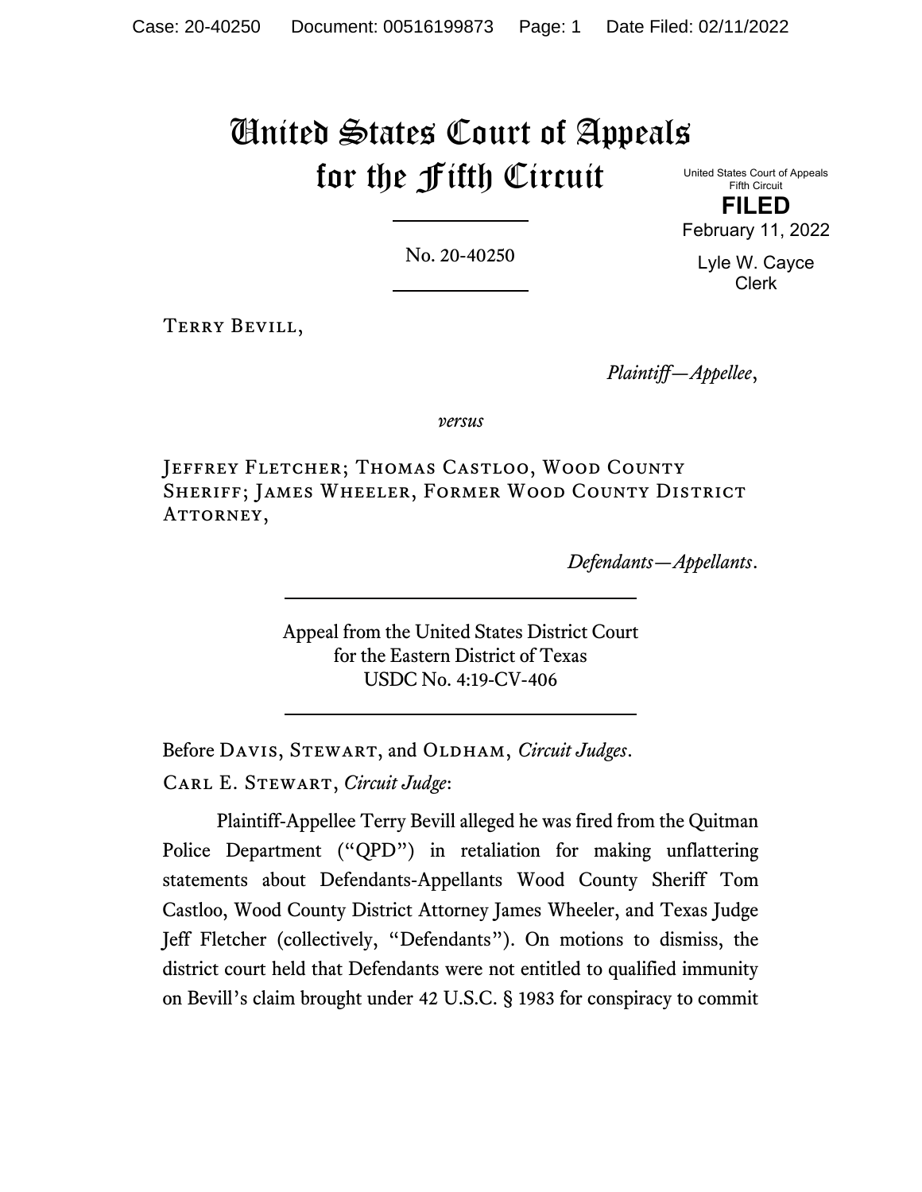# United States Court of Appeals for the Fifth Circuit

United States Court of Appeals
Fifth Circuit

**FILED**

February 11, 2022

Lyle W. Cayce
Clerk

No. 20-40250

---

Terry Bevill,

*Plaintiff—Appellee*,

*versus*

Jeffrey Fletcher; Thomas Castloo, Wood County Sheriff; James Wheeler, Former Wood County District Attorney,

*Defendants—Appellants*.

---

Appeal from the United States District Court
for the Eastern District of Texas
USDC No. 4:19-CV-406

---

Before Davis, Stewart, and Oldham, *Circuit Judges*.

Carl E. Stewart, *Circuit Judge*:

Plaintiff-Appellee Terry Bevill alleged he was fired from the Quitman Police Department ("QPD") in retaliation for making unflattering statements about Defendants-Appellants Wood County Sheriff Tom Castloo, Wood County District Attorney James Wheeler, and Texas Judge Jeff Fletcher (collectively, "Defendants"). On motions to dismiss, the district court held that Defendants were not entitled to qualified immunity on Bevill's claim brought under 42 U.S.C. § 1983 for conspiracy to commit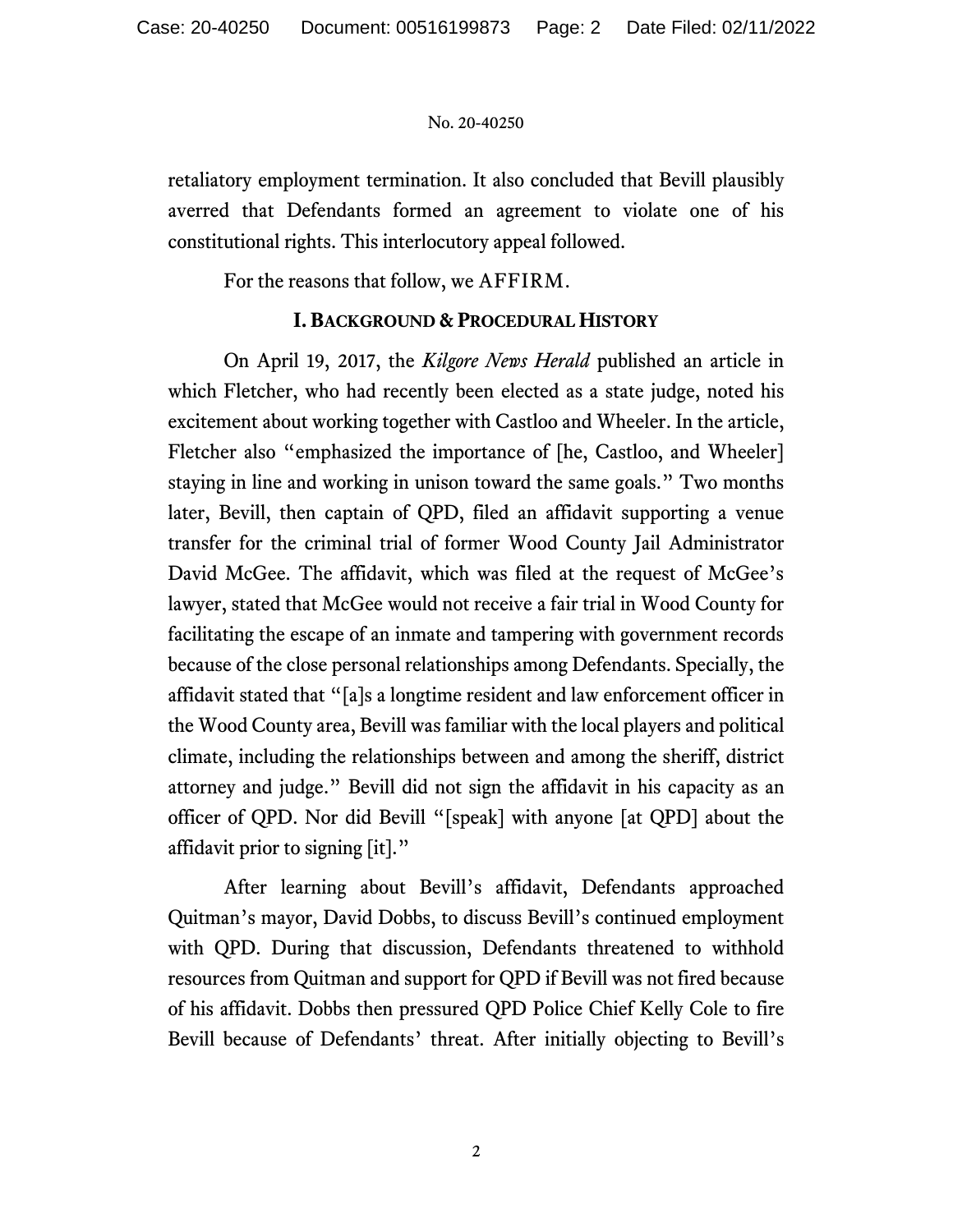retaliatory employment termination. It also concluded that Bevill plausibly averred that Defendants formed an agreement to violate one of his constitutional rights. This interlocutory appeal followed.

For the reasons that follow, we AFFIRM.

## I. Background & Procedural History

On April 19, 2017, the *Kilgore News Herald* published an article in which Fletcher, who had recently been elected as a state judge, noted his excitement about working together with Castloo and Wheeler. In the article, Fletcher also "emphasized the importance of [he, Castloo, and Wheeler] staying in line and working in unison toward the same goals." Two months later, Bevill, then captain of QPD, filed an affidavit supporting a venue transfer for the criminal trial of former Wood County Jail Administrator David McGee. The affidavit, which was filed at the request of McGee's lawyer, stated that McGee would not receive a fair trial in Wood County for facilitating the escape of an inmate and tampering with government records because of the close personal relationships among Defendants. Specially, the affidavit stated that "[a]s a longtime resident and law enforcement officer in the Wood County area, Bevill was familiar with the local players and political climate, including the relationships between and among the sheriff, district attorney and judge." Bevill did not sign the affidavit in his capacity as an officer of QPD. Nor did Bevill "[speak] with anyone [at QPD] about the affidavit prior to signing [it]."

After learning about Bevill's affidavit, Defendants approached Quitman's mayor, David Dobbs, to discuss Bevill's continued employment with QPD. During that discussion, Defendants threatened to withhold resources from Quitman and support for QPD if Bevill was not fired because of his affidavit. Dobbs then pressured QPD Police Chief Kelly Cole to fire Bevill because of Defendants' threat. After initially objecting to Bevill's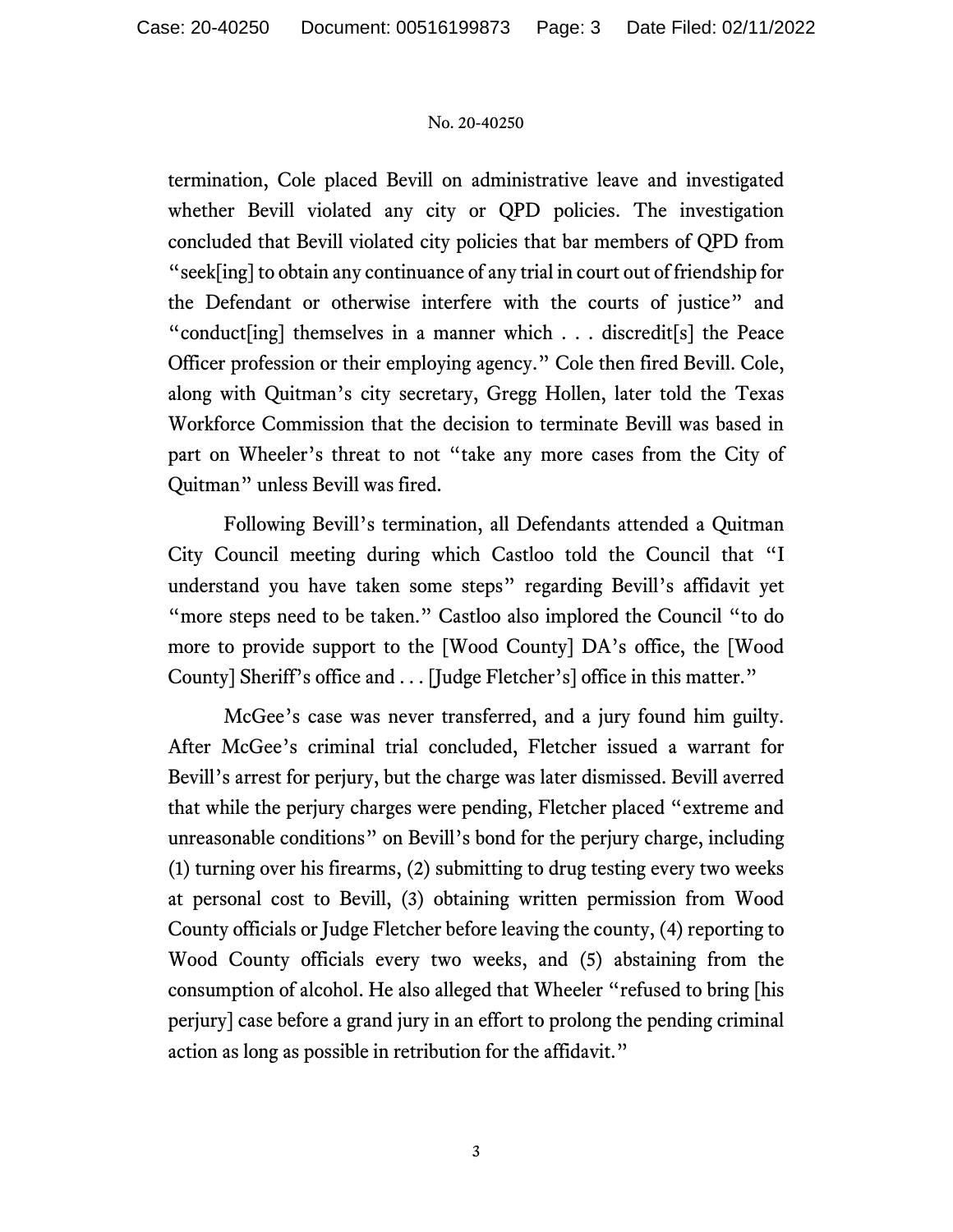termination, Cole placed Bevill on administrative leave and investigated whether Bevill violated any city or QPD policies. The investigation concluded that Bevill violated city policies that bar members of QPD from "seek[ing] to obtain any continuance of any trial in court out of friendship for the Defendant or otherwise interfere with the courts of justice" and "conduct[ing] themselves in a manner which . . . discredit[s] the Peace Officer profession or their employing agency." Cole then fired Bevill. Cole, along with Quitman's city secretary, Gregg Hollen, later told the Texas Workforce Commission that the decision to terminate Bevill was based in part on Wheeler's threat to not "take any more cases from the City of Quitman" unless Bevill was fired.

Following Bevill's termination, all Defendants attended a Quitman City Council meeting during which Castloo told the Council that "I understand you have taken some steps" regarding Bevill's affidavit yet "more steps need to be taken." Castloo also implored the Council "to do more to provide support to the [Wood County] DA's office, the [Wood County] Sheriff's office and . . . [Judge Fletcher's] office in this matter."

McGee's case was never transferred, and a jury found him guilty. After McGee's criminal trial concluded, Fletcher issued a warrant for Bevill's arrest for perjury, but the charge was later dismissed. Bevill averred that while the perjury charges were pending, Fletcher placed "extreme and unreasonable conditions" on Bevill's bond for the perjury charge, including (1) turning over his firearms, (2) submitting to drug testing every two weeks at personal cost to Bevill, (3) obtaining written permission from Wood County officials or Judge Fletcher before leaving the county, (4) reporting to Wood County officials every two weeks, and (5) abstaining from the consumption of alcohol. He also alleged that Wheeler "refused to bring [his perjury] case before a grand jury in an effort to prolong the pending criminal action as long as possible in retribution for the affidavit."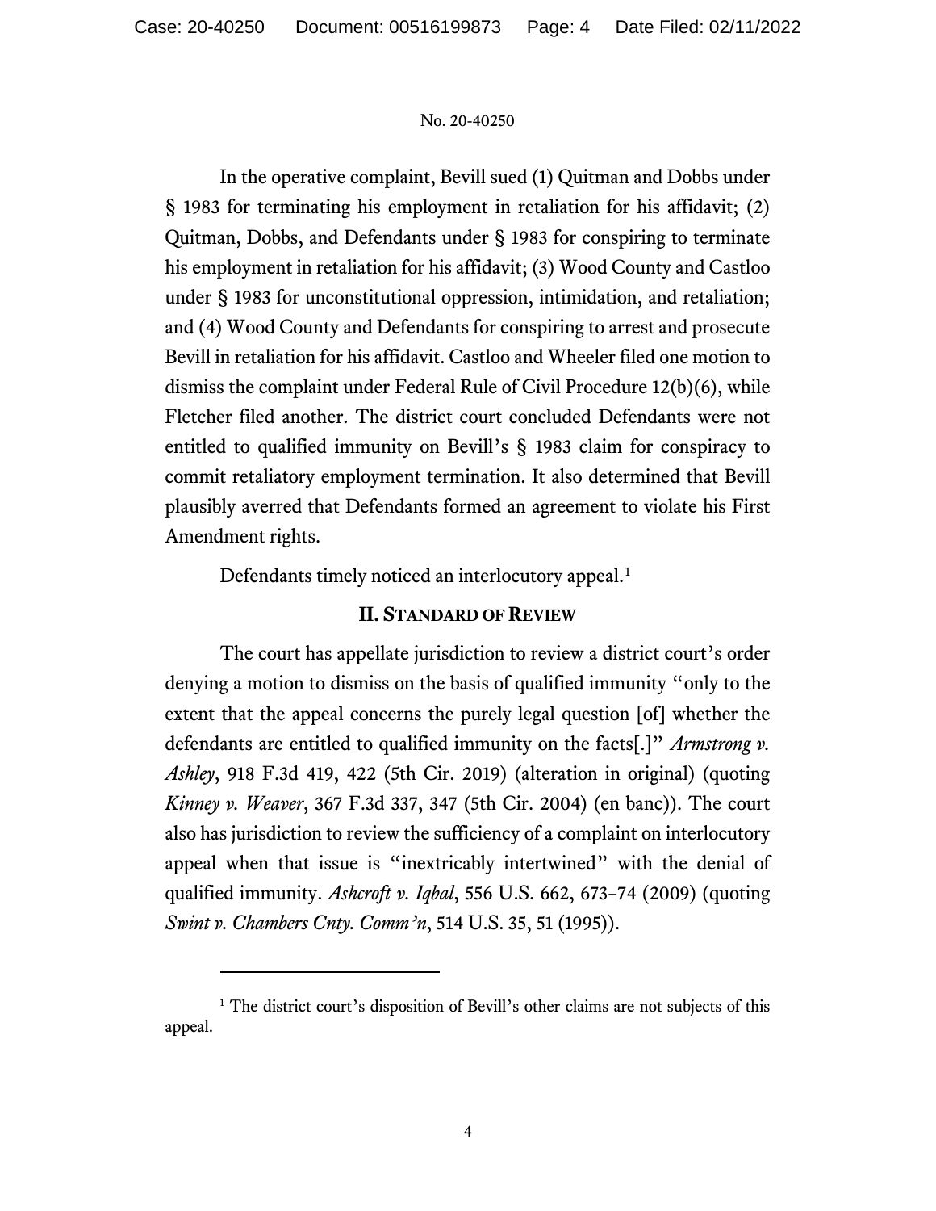In the operative complaint, Bevill sued (1) Quitman and Dobbs under § 1983 for terminating his employment in retaliation for his affidavit; (2) Quitman, Dobbs, and Defendants under § 1983 for conspiring to terminate his employment in retaliation for his affidavit; (3) Wood County and Castloo under § 1983 for unconstitutional oppression, intimidation, and retaliation; and (4) Wood County and Defendants for conspiring to arrest and prosecute Bevill in retaliation for his affidavit. Castloo and Wheeler filed one motion to dismiss the complaint under Federal Rule of Civil Procedure 12(b)(6), while Fletcher filed another. The district court concluded Defendants were not entitled to qualified immunity on Bevill's § 1983 claim for conspiracy to commit retaliatory employment termination. It also determined that Bevill plausibly averred that Defendants formed an agreement to violate his First Amendment rights.

Defendants timely noticed an interlocutory appeal.[1]

## II. Standard of Review

The court has appellate jurisdiction to review a district court's order denying a motion to dismiss on the basis of qualified immunity "only to the extent that the appeal concerns the purely legal question [of] whether the defendants are entitled to qualified immunity on the facts[.]" *Armstrong v. Ashley*, 918 F.3d 419, 422 (5th Cir. 2019) (alteration in original) (quoting *Kinney v. Weaver*, 367 F.3d 337, 347 (5th Cir. 2004) (en banc)). The court also has jurisdiction to review the sufficiency of a complaint on interlocutory appeal when that issue is "inextricably intertwined" with the denial of qualified immunity. *Ashcroft v. Iqbal*, 556 U.S. 662, 673–74 (2009) (quoting *Swint v. Chambers Cnty. Comm'n*, 514 U.S. 35, 51 (1995)).

---

[1] The district court's disposition of Bevill's other claims are not subjects of this appeal.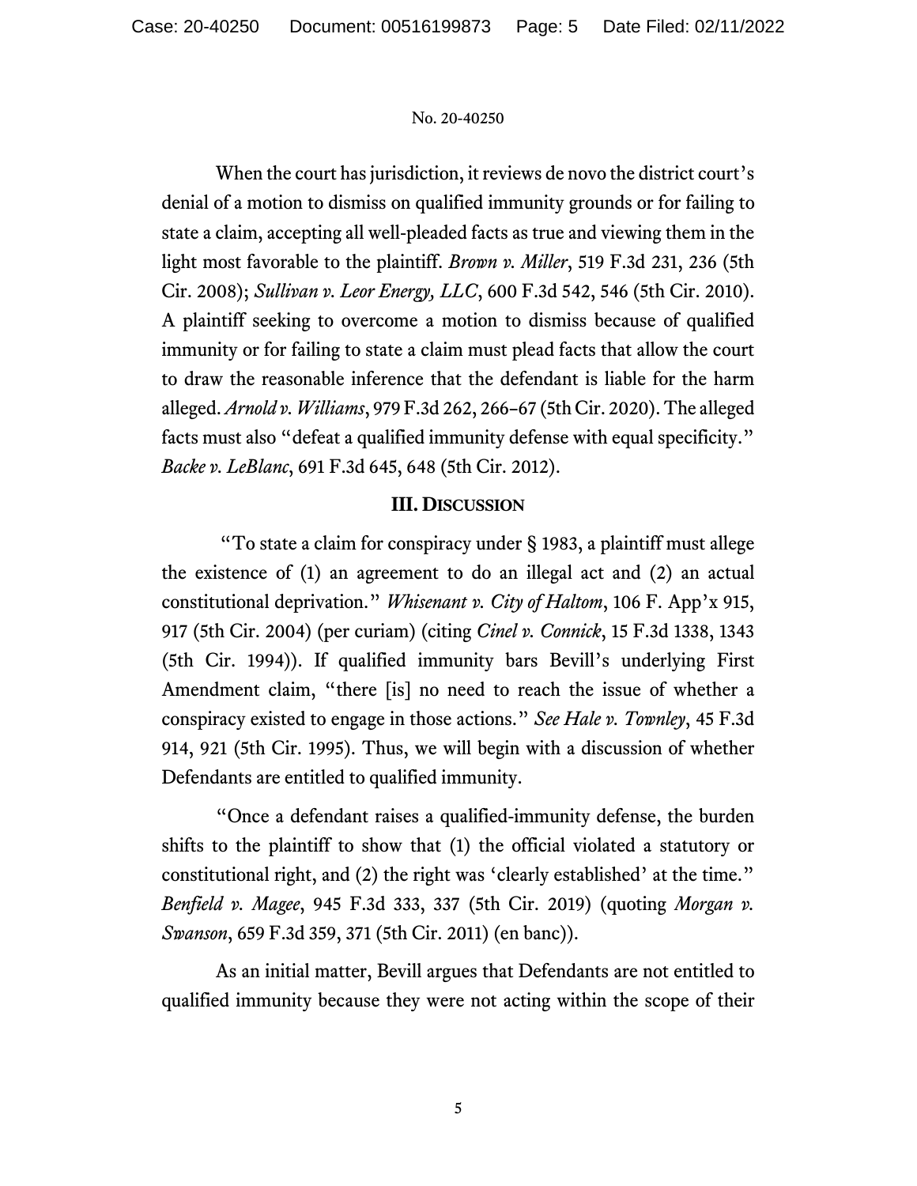When the court has jurisdiction, it reviews de novo the district court's denial of a motion to dismiss on qualified immunity grounds or for failing to state a claim, accepting all well-pleaded facts as true and viewing them in the light most favorable to the plaintiff. *Brown v. Miller*, 519 F.3d 231, 236 (5th Cir. 2008); *Sullivan v. Leor Energy, LLC*, 600 F.3d 542, 546 (5th Cir. 2010). A plaintiff seeking to overcome a motion to dismiss because of qualified immunity or for failing to state a claim must plead facts that allow the court to draw the reasonable inference that the defendant is liable for the harm alleged. *Arnold v. Williams*, 979 F.3d 262, 266–67 (5th Cir. 2020). The alleged facts must also "defeat a qualified immunity defense with equal specificity." *Backe v. LeBlanc*, 691 F.3d 645, 648 (5th Cir. 2012).

## III. Discussion

"To state a claim for conspiracy under § 1983, a plaintiff must allege the existence of (1) an agreement to do an illegal act and (2) an actual constitutional deprivation." *Whisenant v. City of Haltom*, 106 F. App'x 915, 917 (5th Cir. 2004) (per curiam) (citing *Cinel v. Connick*, 15 F.3d 1338, 1343 (5th Cir. 1994)). If qualified immunity bars Bevill's underlying First Amendment claim, "there [is] no need to reach the issue of whether a conspiracy existed to engage in those actions." *See Hale v. Townley*, 45 F.3d 914, 921 (5th Cir. 1995). Thus, we will begin with a discussion of whether Defendants are entitled to qualified immunity.

"Once a defendant raises a qualified-immunity defense, the burden shifts to the plaintiff to show that (1) the official violated a statutory or constitutional right, and (2) the right was 'clearly established' at the time." *Benfield v. Magee*, 945 F.3d 333, 337 (5th Cir. 2019) (quoting *Morgan v. Swanson*, 659 F.3d 359, 371 (5th Cir. 2011) (en banc)).

As an initial matter, Bevill argues that Defendants are not entitled to qualified immunity because they were not acting within the scope of their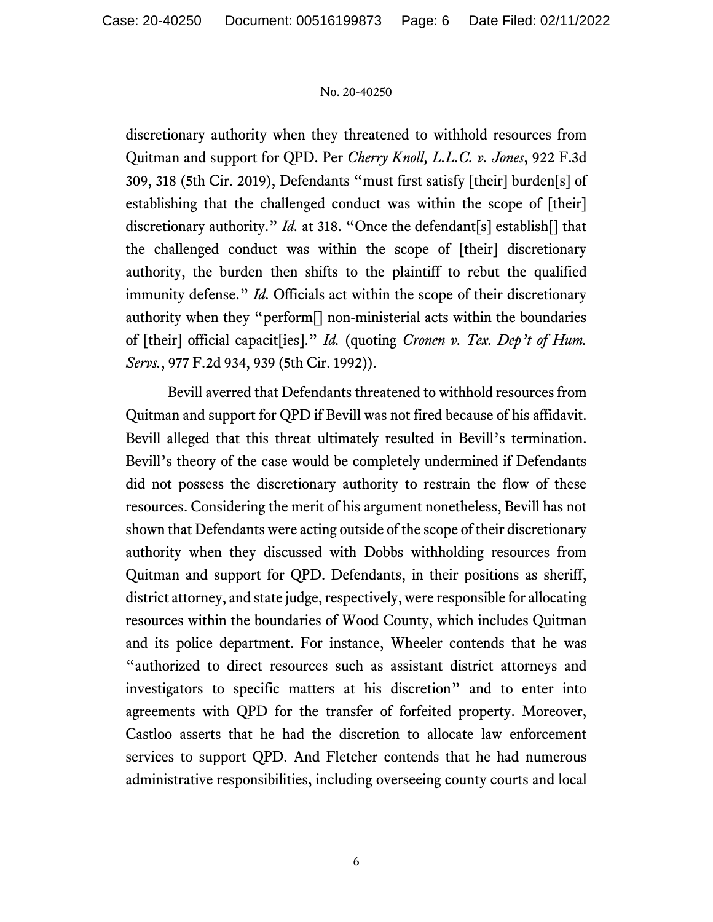discretionary authority when they threatened to withhold resources from Quitman and support for QPD. Per *Cherry Knoll, L.L.C. v. Jones*, 922 F.3d 309, 318 (5th Cir. 2019), Defendants "must first satisfy [their] burden[s] of establishing that the challenged conduct was within the scope of [their] discretionary authority." *Id.* at 318. "Once the defendant[s] establish[] that the challenged conduct was within the scope of [their] discretionary authority, the burden then shifts to the plaintiff to rebut the qualified immunity defense." *Id.* Officials act within the scope of their discretionary authority when they "perform[] non-ministerial acts within the boundaries of [their] official capacit[ies]." *Id.* (quoting *Cronen v. Tex. Dep't of Hum. Servs.*, 977 F.2d 934, 939 (5th Cir. 1992)).

Bevill averred that Defendants threatened to withhold resources from Quitman and support for QPD if Bevill was not fired because of his affidavit. Bevill alleged that this threat ultimately resulted in Bevill's termination. Bevill's theory of the case would be completely undermined if Defendants did not possess the discretionary authority to restrain the flow of these resources. Considering the merit of his argument nonetheless, Bevill has not shown that Defendants were acting outside of the scope of their discretionary authority when they discussed with Dobbs withholding resources from Quitman and support for QPD. Defendants, in their positions as sheriff, district attorney, and state judge, respectively, were responsible for allocating resources within the boundaries of Wood County, which includes Quitman and its police department. For instance, Wheeler contends that he was "authorized to direct resources such as assistant district attorneys and investigators to specific matters at his discretion" and to enter into agreements with QPD for the transfer of forfeited property. Moreover, Castloo asserts that he had the discretion to allocate law enforcement services to support QPD. And Fletcher contends that he had numerous administrative responsibilities, including overseeing county courts and local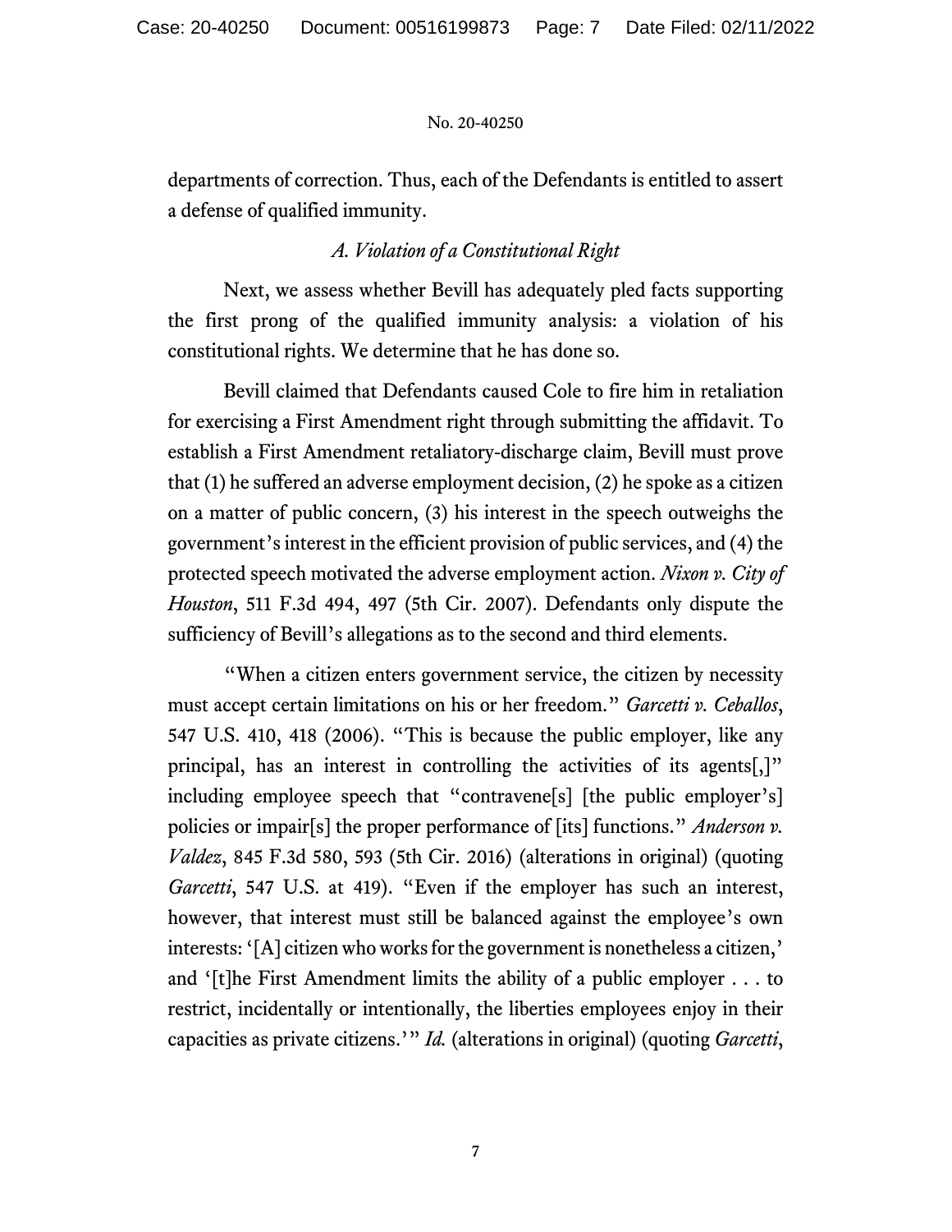departments of correction. Thus, each of the Defendants is entitled to assert a defense of qualified immunity.

### *A. Violation of a Constitutional Right*

Next, we assess whether Bevill has adequately pled facts supporting the first prong of the qualified immunity analysis: a violation of his constitutional rights. We determine that he has done so.

Bevill claimed that Defendants caused Cole to fire him in retaliation for exercising a First Amendment right through submitting the affidavit. To establish a First Amendment retaliatory-discharge claim, Bevill must prove that (1) he suffered an adverse employment decision, (2) he spoke as a citizen on a matter of public concern, (3) his interest in the speech outweighs the government's interest in the efficient provision of public services, and (4) the protected speech motivated the adverse employment action. *Nixon v. City of Houston*, 511 F.3d 494, 497 (5th Cir. 2007). Defendants only dispute the sufficiency of Bevill's allegations as to the second and third elements.

"When a citizen enters government service, the citizen by necessity must accept certain limitations on his or her freedom." *Garcetti v. Ceballos*, 547 U.S. 410, 418 (2006). "This is because the public employer, like any principal, has an interest in controlling the activities of its agents[,]" including employee speech that "contravene[s] [the public employer's] policies or impair[s] the proper performance of [its] functions." *Anderson v. Valdez*, 845 F.3d 580, 593 (5th Cir. 2016) (alterations in original) (quoting *Garcetti*, 547 U.S. at 419). "Even if the employer has such an interest, however, that interest must still be balanced against the employee's own interests: '[A] citizen who works for the government is nonetheless a citizen,' and '[t]he First Amendment limits the ability of a public employer . . . to restrict, incidentally or intentionally, the liberties employees enjoy in their capacities as private citizens.'" *Id.* (alterations in original) (quoting *Garcetti*,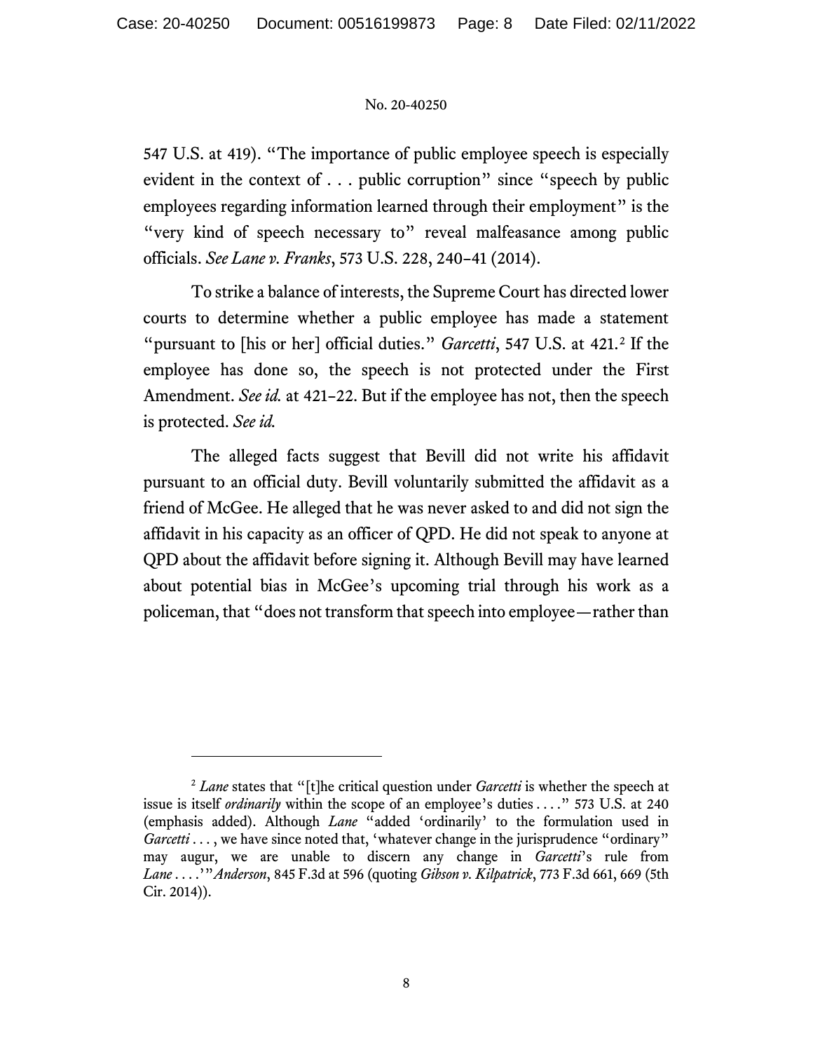547 U.S. at 419). "The importance of public employee speech is especially evident in the context of . . . public corruption" since "speech by public employees regarding information learned through their employment" is the "very kind of speech necessary to" reveal malfeasance among public officials. *See Lane v. Franks*, 573 U.S. 228, 240–41 (2014).

To strike a balance of interests, the Supreme Court has directed lower courts to determine whether a public employee has made a statement "pursuant to [his or her] official duties." *Garcetti*, 547 U.S. at 421.[2] If the employee has done so, the speech is not protected under the First Amendment. *See id.* at 421–22. But if the employee has not, then the speech is protected. *See id.*

The alleged facts suggest that Bevill did not write his affidavit pursuant to an official duty. Bevill voluntarily submitted the affidavit as a friend of McGee. He alleged that he was never asked to and did not sign the affidavit in his capacity as an officer of QPD. He did not speak to anyone at QPD about the affidavit before signing it. Although Bevill may have learned about potential bias in McGee's upcoming trial through his work as a policeman, that "does not transform that speech into employee—rather than

---

[2] *Lane* states that "[t]he critical question under *Garcetti* is whether the speech at issue is itself *ordinarily* within the scope of an employee's duties . . . ." 573 U.S. at 240 (emphasis added). Although *Lane* "added 'ordinarily' to the formulation used in *Garcetti* . . . , we have since noted that, 'whatever change in the jurisprudence "ordinary" may augur, we are unable to discern any change in *Garcetti*'s rule from *Lane* . . . .'" *Anderson*, 845 F.3d at 596 (quoting *Gibson v. Kilpatrick*, 773 F.3d 661, 669 (5th Cir. 2014)).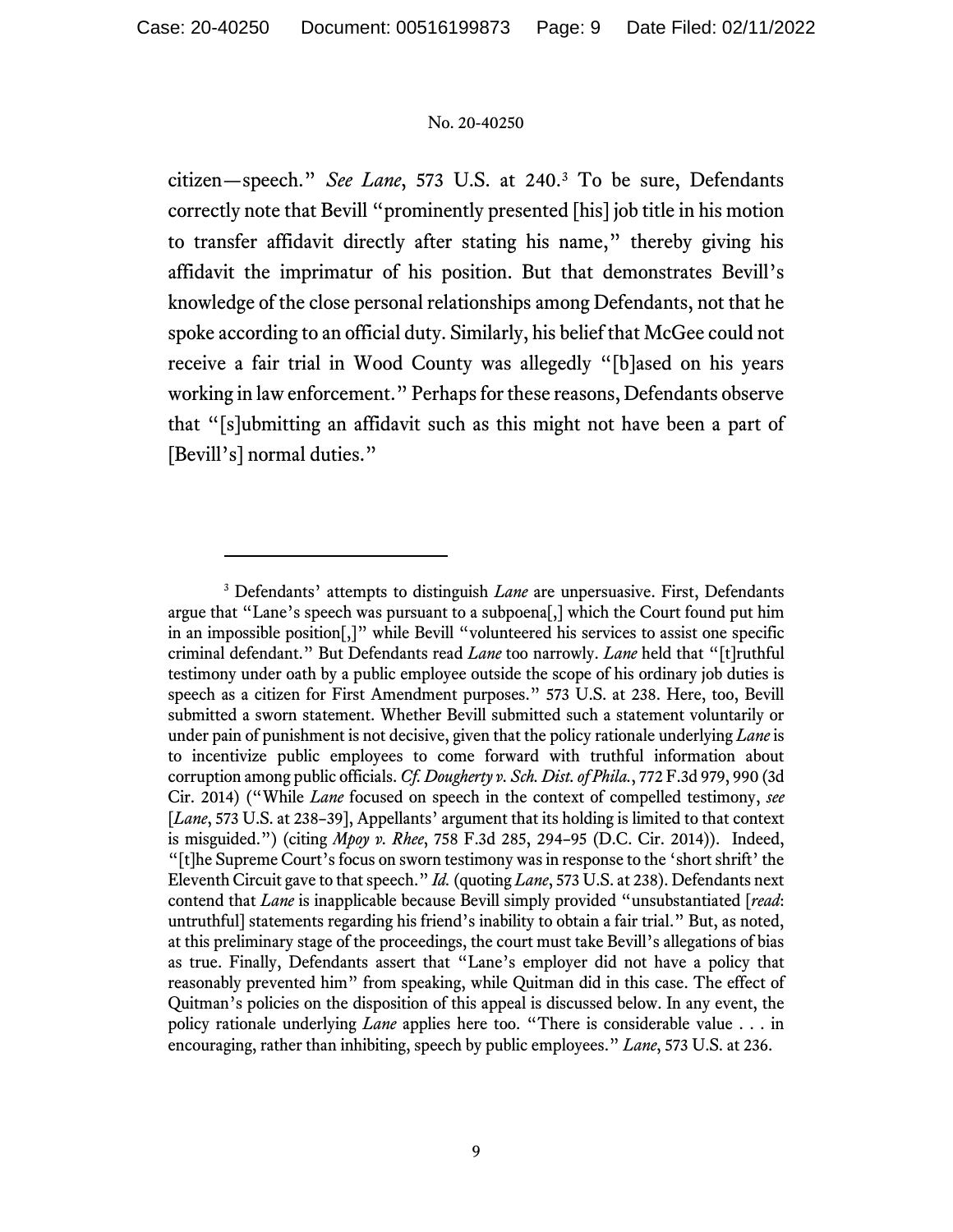citizen—speech." *See Lane*, 573 U.S. at 240.[3] To be sure, Defendants correctly note that Bevill "prominently presented [his] job title in his motion to transfer affidavit directly after stating his name," thereby giving his affidavit the imprimatur of his position. But that demonstrates Bevill's knowledge of the close personal relationships among Defendants, not that he spoke according to an official duty. Similarly, his belief that McGee could not receive a fair trial in Wood County was allegedly "[b]ased on his years working in law enforcement." Perhaps for these reasons, Defendants observe that "[s]ubmitting an affidavit such as this might not have been a part of [Bevill's] normal duties."

---

[3] Defendants' attempts to distinguish *Lane* are unpersuasive. First, Defendants argue that "Lane's speech was pursuant to a subpoena[,] which the Court found put him in an impossible position[,]" while Bevill "volunteered his services to assist one specific criminal defendant." But Defendants read *Lane* too narrowly. *Lane* held that "[t]ruthful testimony under oath by a public employee outside the scope of his ordinary job duties is speech as a citizen for First Amendment purposes." 573 U.S. at 238. Here, too, Bevill submitted a sworn statement. Whether Bevill submitted such a statement voluntarily or under pain of punishment is not decisive, given that the policy rationale underlying *Lane* is to incentivize public employees to come forward with truthful information about corruption among public officials. *Cf. Dougherty v. Sch. Dist. of Phila.*, 772 F.3d 979, 990 (3d Cir. 2014) ("While *Lane* focused on speech in the context of compelled testimony, *see* [*Lane*, 573 U.S. at 238–39], Appellants' argument that its holding is limited to that context is misguided.") (citing *Mpoy v. Rhee*, 758 F.3d 285, 294–95 (D.C. Cir. 2014)). Indeed, "[t]he Supreme Court's focus on sworn testimony was in response to the 'short shrift' the Eleventh Circuit gave to that speech." *Id.* (quoting *Lane*, 573 U.S. at 238). Defendants next contend that *Lane* is inapplicable because Bevill simply provided "unsubstantiated [*read*: untruthful] statements regarding his friend's inability to obtain a fair trial." But, as noted, at this preliminary stage of the proceedings, the court must take Bevill's allegations of bias as true. Finally, Defendants assert that "Lane's employer did not have a policy that reasonably prevented him" from speaking, while Quitman did in this case. The effect of Quitman's policies on the disposition of this appeal is discussed below. In any event, the policy rationale underlying *Lane* applies here too. "There is considerable value . . . in encouraging, rather than inhibiting, speech by public employees." *Lane*, 573 U.S. at 236.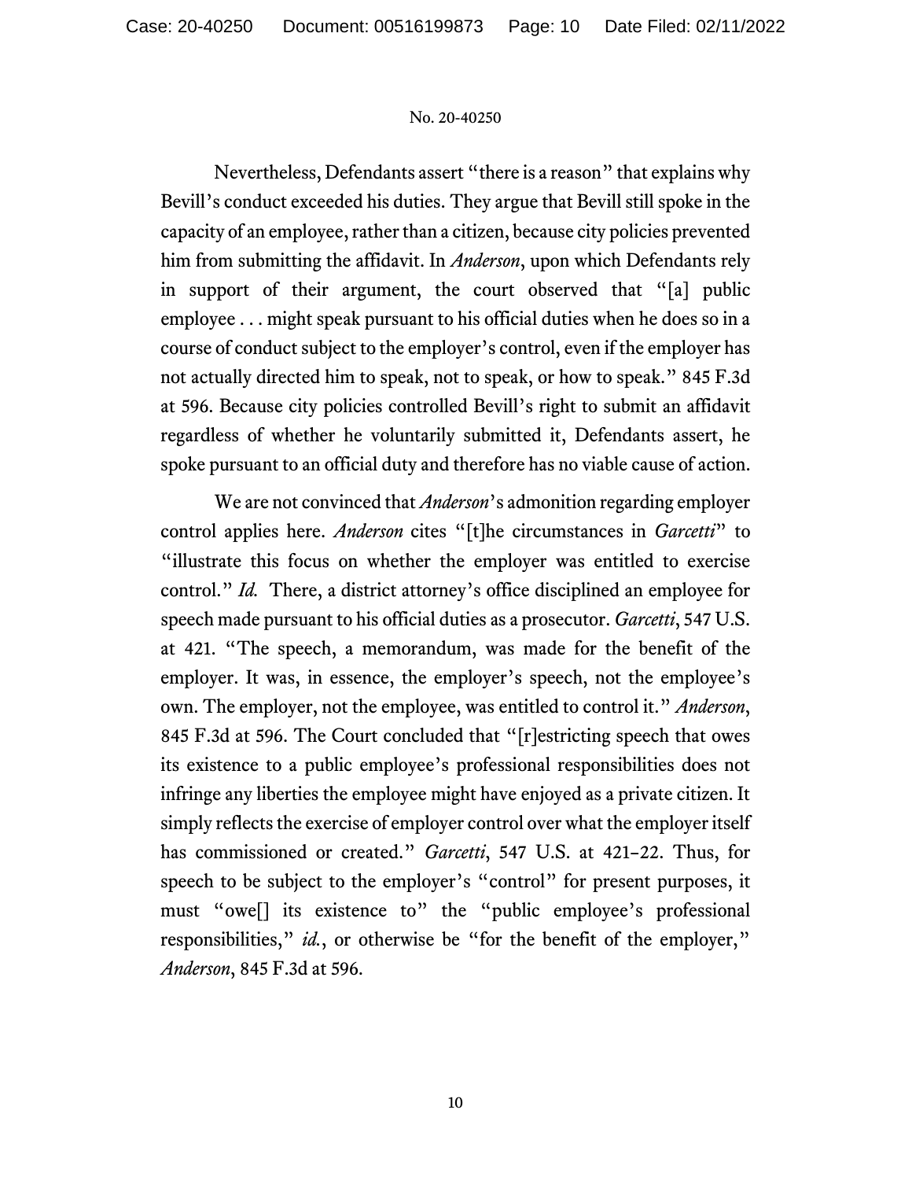Nevertheless, Defendants assert "there is a reason" that explains why Bevill's conduct exceeded his duties. They argue that Bevill still spoke in the capacity of an employee, rather than a citizen, because city policies prevented him from submitting the affidavit. In *Anderson*, upon which Defendants rely in support of their argument, the court observed that "[a] public employee . . . might speak pursuant to his official duties when he does so in a course of conduct subject to the employer's control, even if the employer has not actually directed him to speak, not to speak, or how to speak." 845 F.3d at 596. Because city policies controlled Bevill's right to submit an affidavit regardless of whether he voluntarily submitted it, Defendants assert, he spoke pursuant to an official duty and therefore has no viable cause of action.

We are not convinced that *Anderson*'s admonition regarding employer control applies here. *Anderson* cites "[t]he circumstances in *Garcetti*" to "illustrate this focus on whether the employer was entitled to exercise control." *Id.* There, a district attorney's office disciplined an employee for speech made pursuant to his official duties as a prosecutor. *Garcetti*, 547 U.S. at 421. "The speech, a memorandum, was made for the benefit of the employer. It was, in essence, the employer's speech, not the employee's own. The employer, not the employee, was entitled to control it." *Anderson*, 845 F.3d at 596. The Court concluded that "[r]estricting speech that owes its existence to a public employee's professional responsibilities does not infringe any liberties the employee might have enjoyed as a private citizen. It simply reflects the exercise of employer control over what the employer itself has commissioned or created." *Garcetti*, 547 U.S. at 421–22. Thus, for speech to be subject to the employer's "control" for present purposes, it must "owe[] its existence to" the "public employee's professional responsibilities," *id.*, or otherwise be "for the benefit of the employer," *Anderson*, 845 F.3d at 596.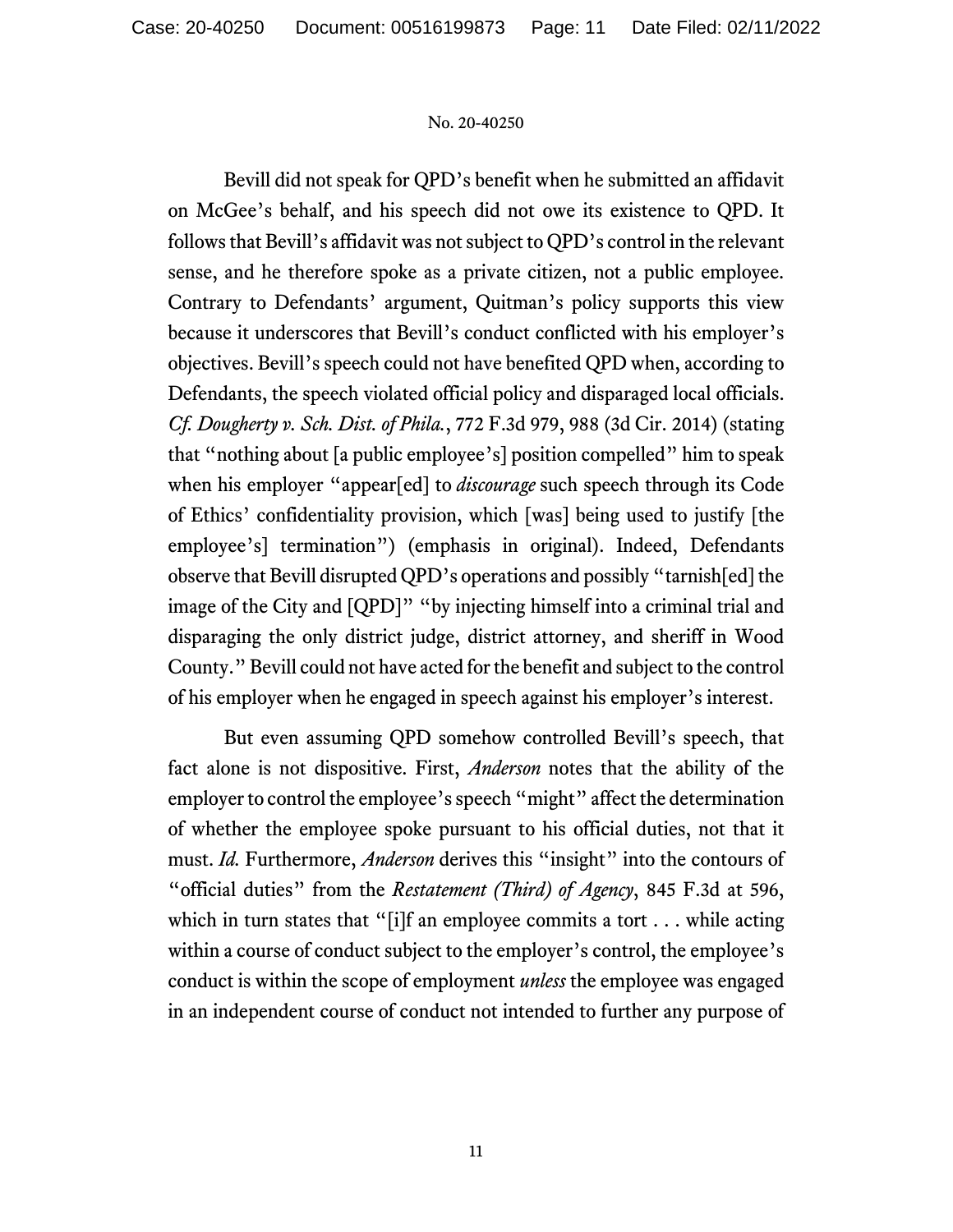Bevill did not speak for QPD's benefit when he submitted an affidavit on McGee's behalf, and his speech did not owe its existence to QPD. It follows that Bevill's affidavit was not subject to QPD's control in the relevant sense, and he therefore spoke as a private citizen, not a public employee. Contrary to Defendants' argument, Quitman's policy supports this view because it underscores that Bevill's conduct conflicted with his employer's objectives. Bevill's speech could not have benefited QPD when, according to Defendants, the speech violated official policy and disparaged local officials. *Cf. Dougherty v. Sch. Dist. of Phila.*, 772 F.3d 979, 988 (3d Cir. 2014) (stating that "nothing about [a public employee's] position compelled" him to speak when his employer "appear[ed] to *discourage* such speech through its Code of Ethics' confidentiality provision, which [was] being used to justify [the employee's] termination") (emphasis in original). Indeed, Defendants observe that Bevill disrupted QPD's operations and possibly "tarnish[ed] the image of the City and [QPD]" "by injecting himself into a criminal trial and disparaging the only district judge, district attorney, and sheriff in Wood County." Bevill could not have acted for the benefit and subject to the control of his employer when he engaged in speech against his employer's interest.

But even assuming QPD somehow controlled Bevill's speech, that fact alone is not dispositive. First, *Anderson* notes that the ability of the employer to control the employee's speech "might" affect the determination of whether the employee spoke pursuant to his official duties, not that it must. *Id.* Furthermore, *Anderson* derives this "insight" into the contours of "official duties" from the *Restatement (Third) of Agency*, 845 F.3d at 596, which in turn states that "[i]f an employee commits a tort . . . while acting within a course of conduct subject to the employer's control, the employee's conduct is within the scope of employment *unless* the employee was engaged in an independent course of conduct not intended to further any purpose of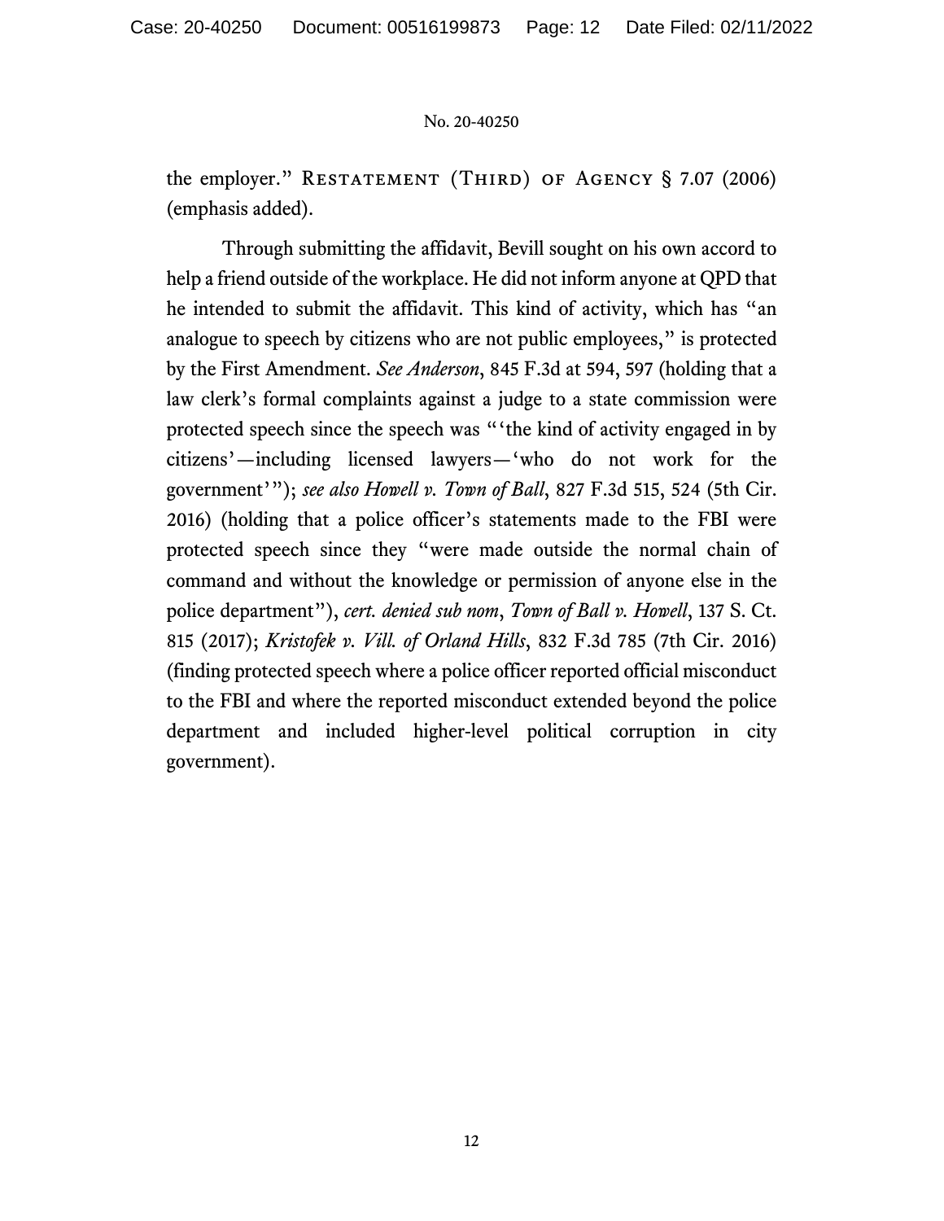the employer." Restatement (Third) of Agency § 7.07 (2006) (emphasis added).

Through submitting the affidavit, Bevill sought on his own accord to help a friend outside of the workplace. He did not inform anyone at QPD that he intended to submit the affidavit. This kind of activity, which has "an analogue to speech by citizens who are not public employees," is protected by the First Amendment. *See Anderson*, 845 F.3d at 594, 597 (holding that a law clerk's formal complaints against a judge to a state commission were protected speech since the speech was "'the kind of activity engaged in by citizens'—including licensed lawyers—'who do not work for the government'"); *see also Howell v. Town of Ball*, 827 F.3d 515, 524 (5th Cir. 2016) (holding that a police officer's statements made to the FBI were protected speech since they "were made outside the normal chain of command and without the knowledge or permission of anyone else in the police department"), *cert. denied sub nom*, *Town of Ball v. Howell*, 137 S. Ct. 815 (2017); *Kristofek v. Vill. of Orland Hills*, 832 F.3d 785 (7th Cir. 2016) (finding protected speech where a police officer reported official misconduct to the FBI and where the reported misconduct extended beyond the police department and included higher-level political corruption in city government).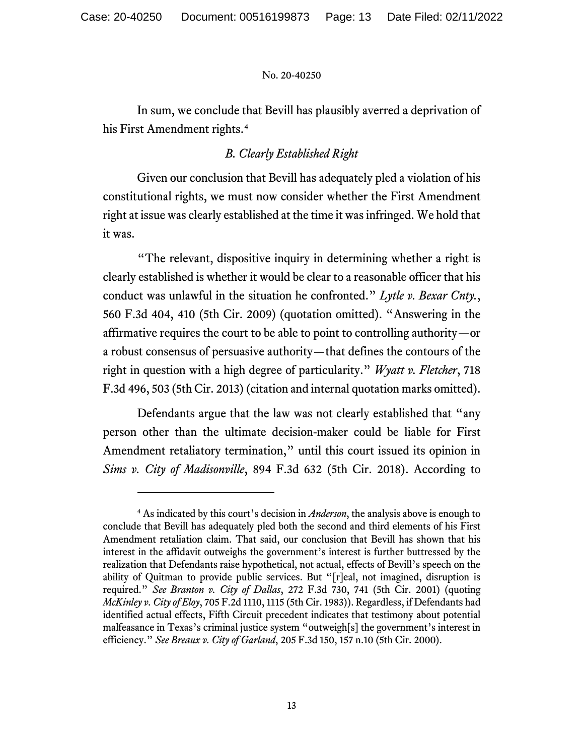In sum, we conclude that Bevill has plausibly averred a deprivation of his First Amendment rights.[4]

### *B. Clearly Established Right*

Given our conclusion that Bevill has adequately pled a violation of his constitutional rights, we must now consider whether the First Amendment right at issue was clearly established at the time it was infringed. We hold that it was.

"The relevant, dispositive inquiry in determining whether a right is clearly established is whether it would be clear to a reasonable officer that his conduct was unlawful in the situation he confronted." *Lytle v. Bexar Cnty.*, 560 F.3d 404, 410 (5th Cir. 2009) (quotation omitted). "Answering in the affirmative requires the court to be able to point to controlling authority—or a robust consensus of persuasive authority—that defines the contours of the right in question with a high degree of particularity." *Wyatt v. Fletcher*, 718 F.3d 496, 503 (5th Cir. 2013) (citation and internal quotation marks omitted).

Defendants argue that the law was not clearly established that "any person other than the ultimate decision-maker could be liable for First Amendment retaliatory termination," until this court issued its opinion in *Sims v. City of Madisonville*, 894 F.3d 632 (5th Cir. 2018). According to

---

[4] As indicated by this court's decision in *Anderson*, the analysis above is enough to conclude that Bevill has adequately pled both the second and third elements of his First Amendment retaliation claim. That said, our conclusion that Bevill has shown that his interest in the affidavit outweighs the government's interest is further buttressed by the realization that Defendants raise hypothetical, not actual, effects of Bevill's speech on the ability of Quitman to provide public services. But "[r]eal, not imagined, disruption is required." *See Branton v. City of Dallas*, 272 F.3d 730, 741 (5th Cir. 2001) (quoting *McKinley v. City of Eloy*, 705 F.2d 1110, 1115 (5th Cir. 1983)). Regardless, if Defendants had identified actual effects, Fifth Circuit precedent indicates that testimony about potential malfeasance in Texas's criminal justice system "outweigh[s] the government's interest in efficiency." *See Breaux v. City of Garland*, 205 F.3d 150, 157 n.10 (5th Cir. 2000).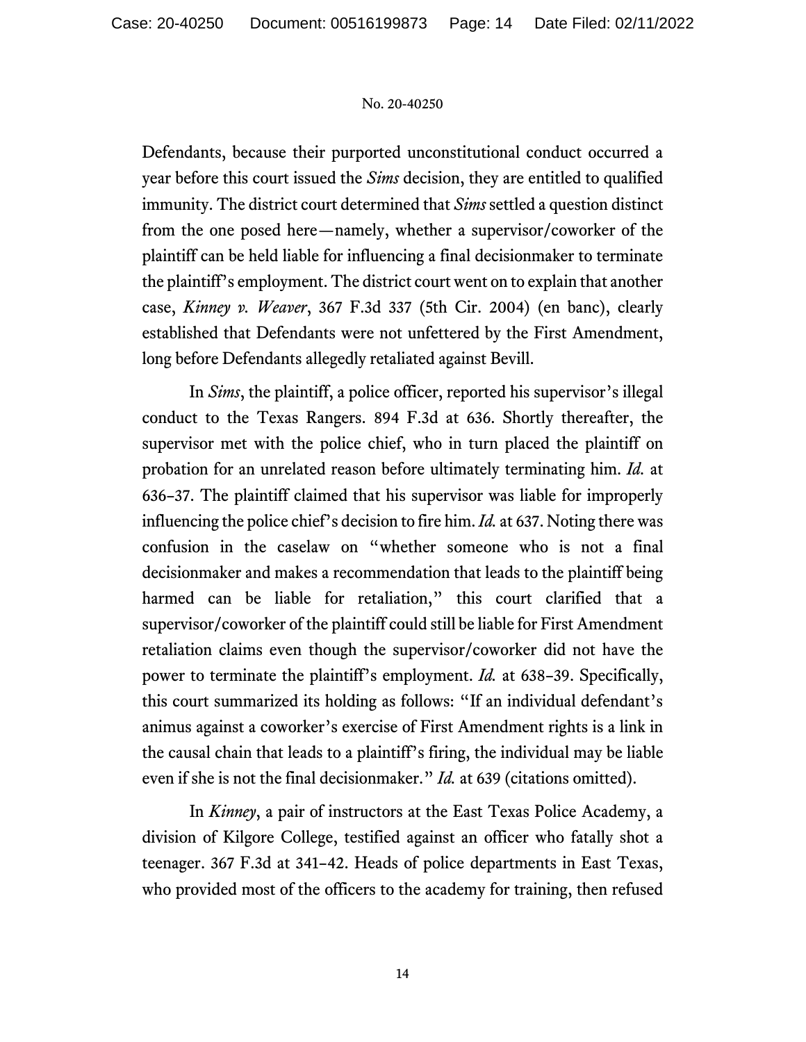Defendants, because their purported unconstitutional conduct occurred a year before this court issued the *Sims* decision, they are entitled to qualified immunity. The district court determined that *Sims* settled a question distinct from the one posed here—namely, whether a supervisor/coworker of the plaintiff can be held liable for influencing a final decisionmaker to terminate the plaintiff's employment. The district court went on to explain that another case, *Kinney v. Weaver*, 367 F.3d 337 (5th Cir. 2004) (en banc), clearly established that Defendants were not unfettered by the First Amendment, long before Defendants allegedly retaliated against Bevill.

In *Sims*, the plaintiff, a police officer, reported his supervisor's illegal conduct to the Texas Rangers. 894 F.3d at 636. Shortly thereafter, the supervisor met with the police chief, who in turn placed the plaintiff on probation for an unrelated reason before ultimately terminating him. *Id.* at 636–37. The plaintiff claimed that his supervisor was liable for improperly influencing the police chief's decision to fire him. *Id.* at 637. Noting there was confusion in the caselaw on "whether someone who is not a final decisionmaker and makes a recommendation that leads to the plaintiff being harmed can be liable for retaliation," this court clarified that a supervisor/coworker of the plaintiff could still be liable for First Amendment retaliation claims even though the supervisor/coworker did not have the power to terminate the plaintiff's employment. *Id.* at 638–39. Specifically, this court summarized its holding as follows: "If an individual defendant's animus against a coworker's exercise of First Amendment rights is a link in the causal chain that leads to a plaintiff's firing, the individual may be liable even if she is not the final decisionmaker." *Id.* at 639 (citations omitted).

In *Kinney*, a pair of instructors at the East Texas Police Academy, a division of Kilgore College, testified against an officer who fatally shot a teenager. 367 F.3d at 341–42. Heads of police departments in East Texas, who provided most of the officers to the academy for training, then refused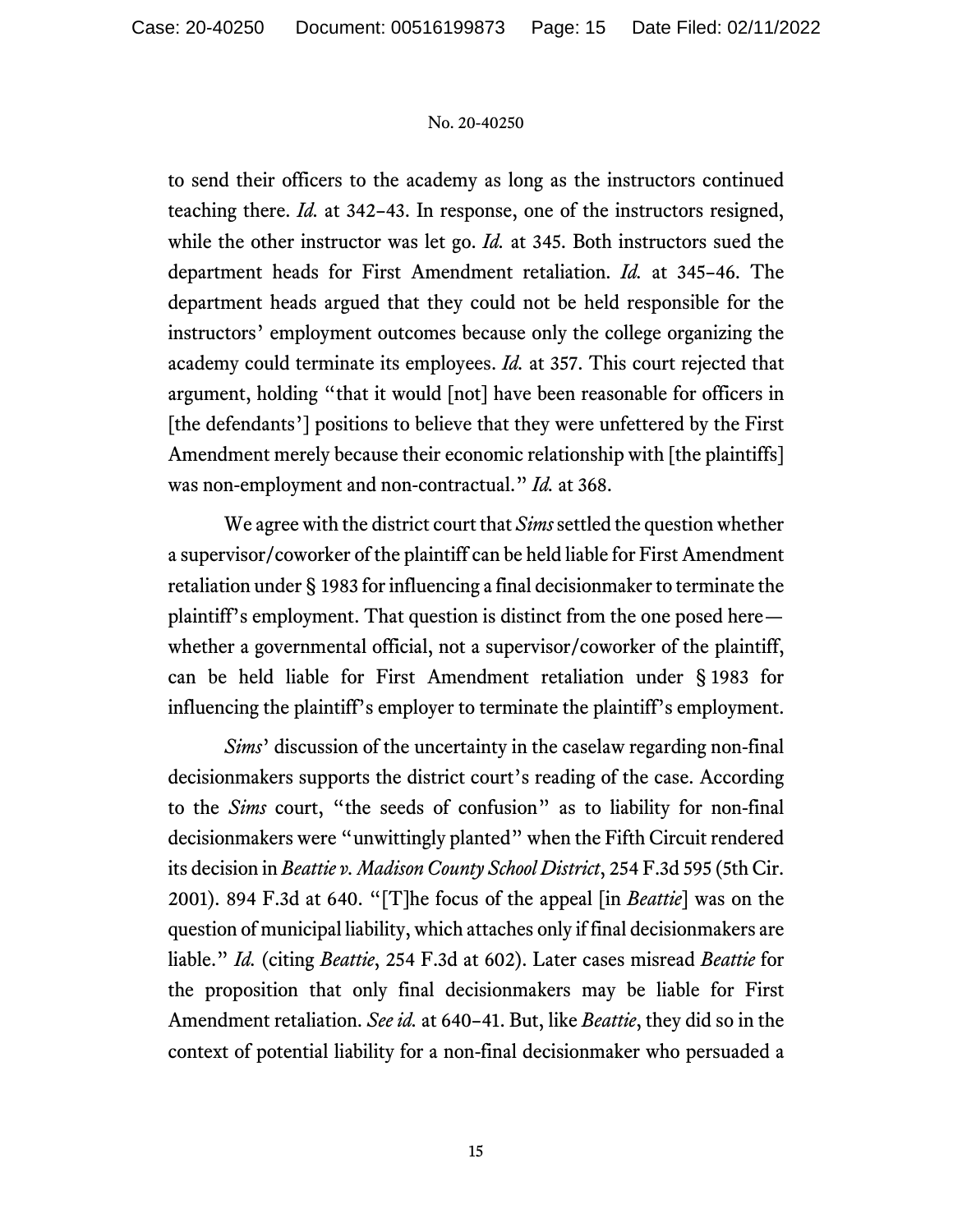to send their officers to the academy as long as the instructors continued teaching there. *Id.* at 342–43. In response, one of the instructors resigned, while the other instructor was let go. *Id.* at 345. Both instructors sued the department heads for First Amendment retaliation. *Id.* at 345–46. The department heads argued that they could not be held responsible for the instructors' employment outcomes because only the college organizing the academy could terminate its employees. *Id.* at 357. This court rejected that argument, holding "that it would [not] have been reasonable for officers in [the defendants'] positions to believe that they were unfettered by the First Amendment merely because their economic relationship with [the plaintiffs] was non-employment and non-contractual." *Id.* at 368.

We agree with the district court that *Sims* settled the question whether a supervisor/coworker of the plaintiff can be held liable for First Amendment retaliation under § 1983 for influencing a final decisionmaker to terminate the plaintiff's employment. That question is distinct from the one posed here—whether a governmental official, not a supervisor/coworker of the plaintiff, can be held liable for First Amendment retaliation under § 1983 for influencing the plaintiff's employer to terminate the plaintiff's employment.

*Sims*' discussion of the uncertainty in the caselaw regarding non-final decisionmakers supports the district court's reading of the case. According to the *Sims* court, "the seeds of confusion" as to liability for non-final decisionmakers were "unwittingly planted" when the Fifth Circuit rendered its decision in *Beattie v. Madison County School District*, 254 F.3d 595 (5th Cir. 2001). 894 F.3d at 640. "[T]he focus of the appeal [in *Beattie*] was on the question of municipal liability, which attaches only if final decisionmakers are liable." *Id.* (citing *Beattie*, 254 F.3d at 602). Later cases misread *Beattie* for the proposition that only final decisionmakers may be liable for First Amendment retaliation. *See id.* at 640–41. But, like *Beattie*, they did so in the context of potential liability for a non-final decisionmaker who persuaded a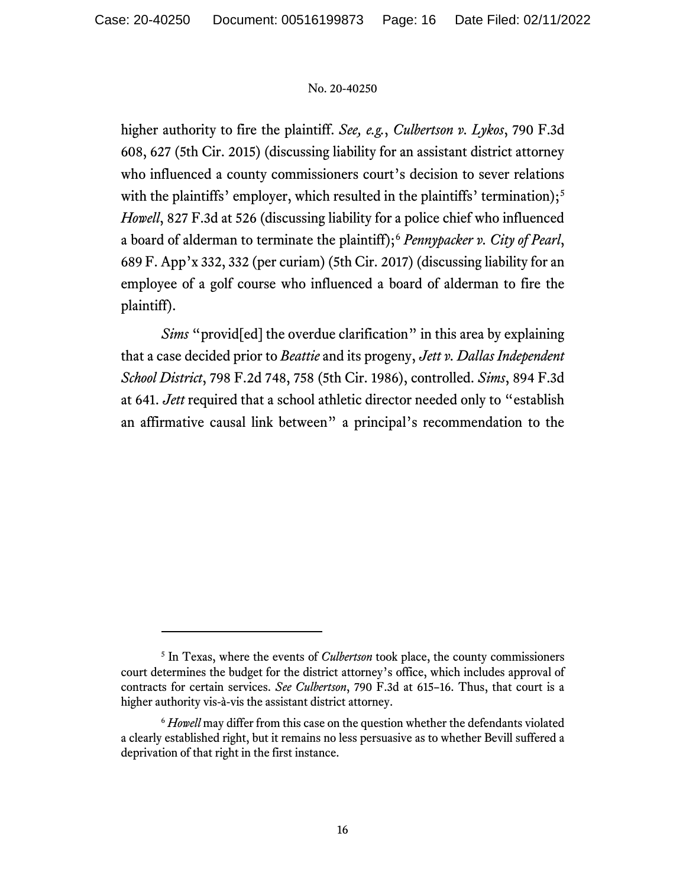higher authority to fire the plaintiff. *See, e.g.*, *Culbertson v. Lykos*, 790 F.3d 608, 627 (5th Cir. 2015) (discussing liability for an assistant district attorney who influenced a county commissioners court's decision to sever relations with the plaintiffs' employer, which resulted in the plaintiffs' termination);[5] *Howell*, 827 F.3d at 526 (discussing liability for a police chief who influenced a board of alderman to terminate the plaintiff);[6] *Pennypacker v. City of Pearl*, 689 F. App'x 332, 332 (per curiam) (5th Cir. 2017) (discussing liability for an employee of a golf course who influenced a board of alderman to fire the plaintiff).

*Sims* "provid[ed] the overdue clarification" in this area by explaining that a case decided prior to *Beattie* and its progeny, *Jett v. Dallas Independent School District*, 798 F.2d 748, 758 (5th Cir. 1986), controlled. *Sims*, 894 F.3d at 641. *Jett* required that a school athletic director needed only to "establish an affirmative causal link between" a principal's recommendation to the

---

[5] In Texas, where the events of *Culbertson* took place, the county commissioners court determines the budget for the district attorney's office, which includes approval of contracts for certain services. *See Culbertson*, 790 F.3d at 615–16. Thus, that court is a higher authority vis-à-vis the assistant district attorney.

[6] *Howell* may differ from this case on the question whether the defendants violated a clearly established right, but it remains no less persuasive as to whether Bevill suffered a deprivation of that right in the first instance.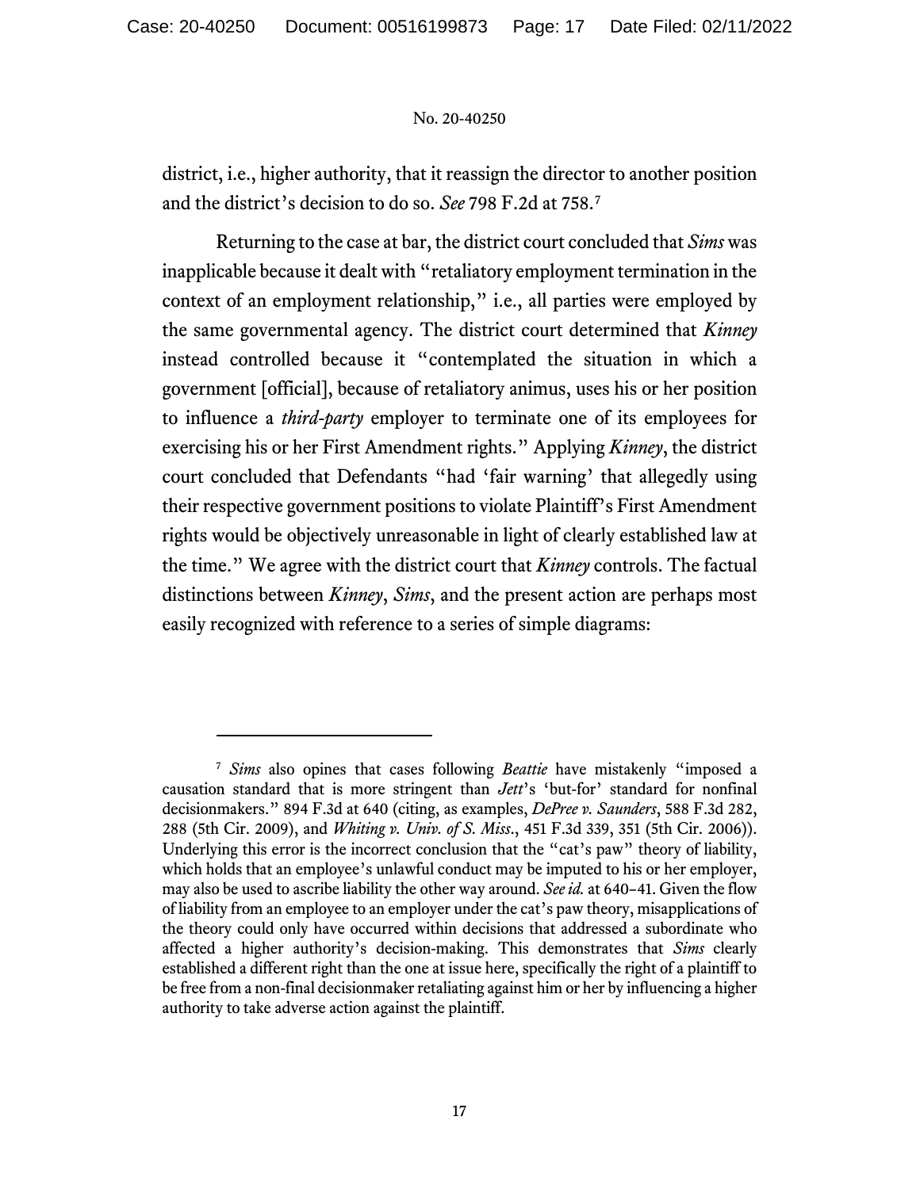district, i.e., higher authority, that it reassign the director to another position and the district's decision to do so. *See* 798 F.2d at 758.[7]

Returning to the case at bar, the district court concluded that *Sims* was inapplicable because it dealt with "retaliatory employment termination in the context of an employment relationship," i.e., all parties were employed by the same governmental agency. The district court determined that *Kinney* instead controlled because it "contemplated the situation in which a government [official], because of retaliatory animus, uses his or her position to influence a *third-party* employer to terminate one of its employees for exercising his or her First Amendment rights." Applying *Kinney*, the district court concluded that Defendants "had 'fair warning' that allegedly using their respective government positions to violate Plaintiff's First Amendment rights would be objectively unreasonable in light of clearly established law at the time." We agree with the district court that *Kinney* controls. The factual distinctions between *Kinney*, *Sims*, and the present action are perhaps most easily recognized with reference to a series of simple diagrams:

---

[7] *Sims* also opines that cases following *Beattie* have mistakenly "imposed a causation standard that is more stringent than *Jett*'s 'but-for' standard for nonfinal decisionmakers." 894 F.3d at 640 (citing, as examples, *DePree v. Saunders*, 588 F.3d 282, 288 (5th Cir. 2009), and *Whiting v. Univ. of S. Miss.*, 451 F.3d 339, 351 (5th Cir. 2006)). Underlying this error is the incorrect conclusion that the "cat's paw" theory of liability, which holds that an employee's unlawful conduct may be imputed to his or her employer, may also be used to ascribe liability the other way around. *See id.* at 640–41. Given the flow of liability from an employee to an employer under the cat's paw theory, misapplications of the theory could only have occurred within decisions that addressed a subordinate who affected a higher authority's decision-making. This demonstrates that *Sims* clearly established a different right than the one at issue here, specifically the right of a plaintiff to be free from a non-final decisionmaker retaliating against him or her by influencing a higher authority to take adverse action against the plaintiff.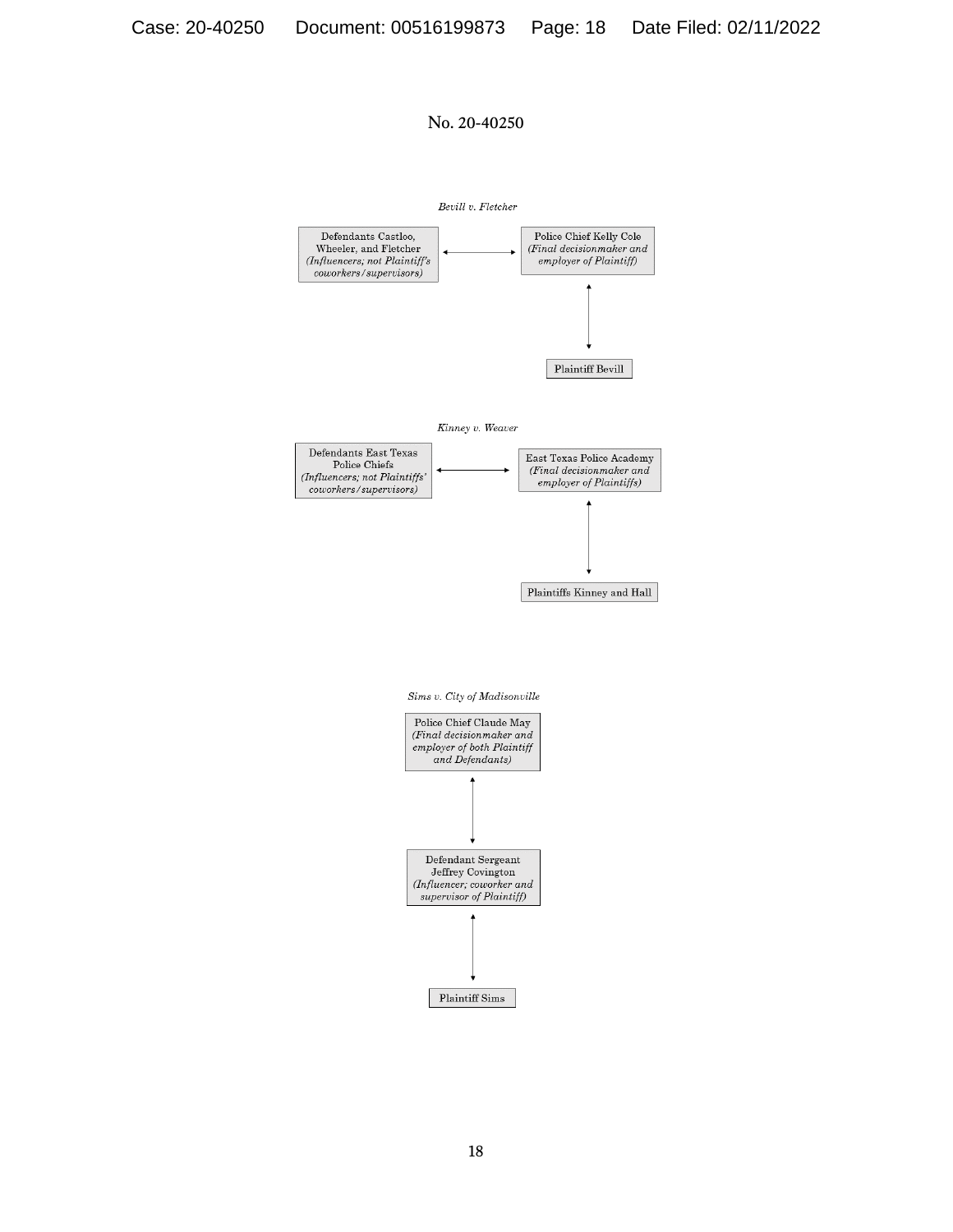No. 20-40250

*Bevill v. Fletcher*

Defendants Castloo, Wheeler, and Fletcher *(Influencers; not Plaintiff's coworkers/supervisors)* ↔ Police Chief Kelly Cole *(Final decisionmaker and employer of Plaintiff)*

Police Chief Kelly Cole ↕ Plaintiff Bevill

*Kinney v. Weaver*

Defendants East Texas Police Chiefs *(Influencers; not Plaintiffs' coworkers/supervisors)* ↔ East Texas Police Academy *(Final decisionmaker and employer of Plaintiffs)*

East Texas Police Academy ↕ Plaintiffs Kinney and Hall

*Sims v. City of Madisonville*

Police Chief Claude May *(Final decisionmaker and employer of both Plaintiff and Defendants)*

↕

Defendant Sergeant Jeffrey Covington *(Influencer; coworker and supervisor of Plaintiff)*

↕

Plaintiff Sims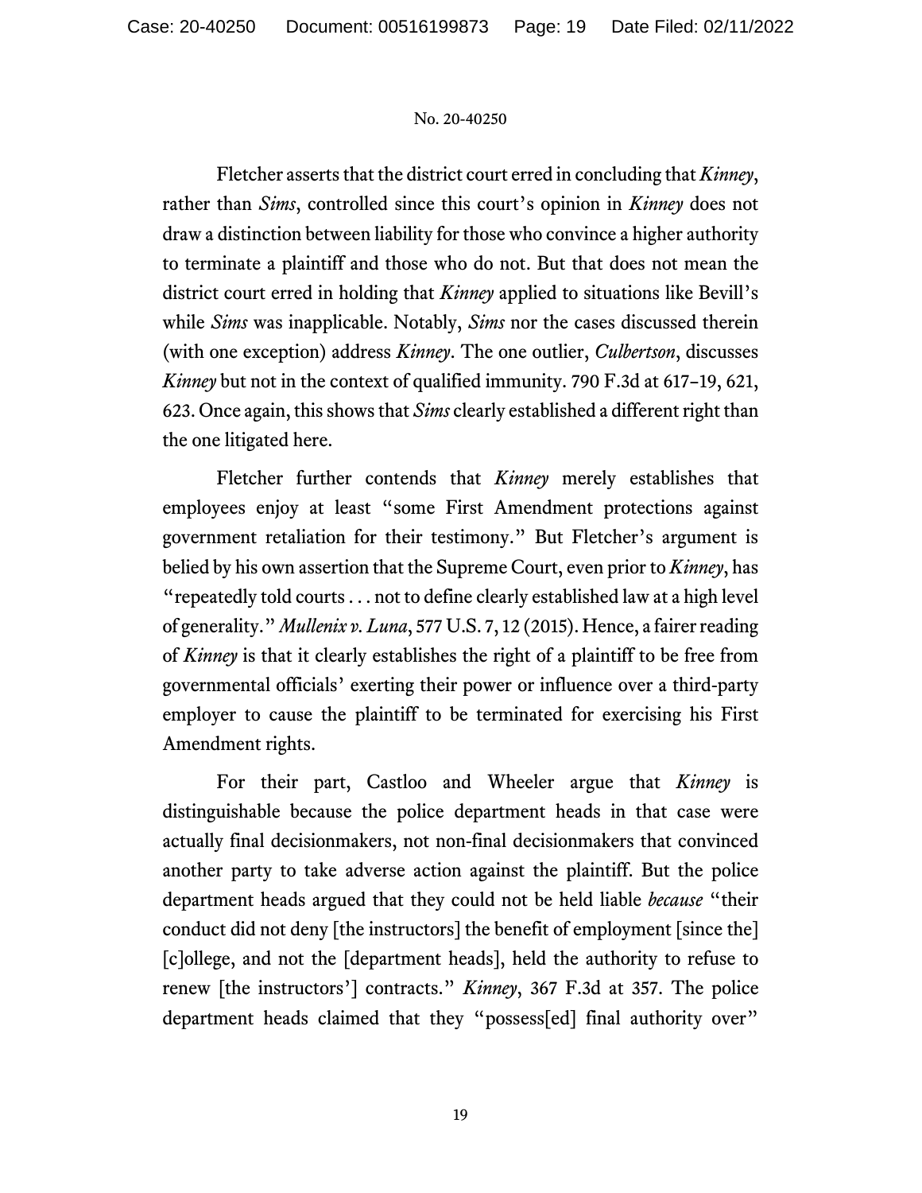Fletcher asserts that the district court erred in concluding that *Kinney*, rather than *Sims*, controlled since this court's opinion in *Kinney* does not draw a distinction between liability for those who convince a higher authority to terminate a plaintiff and those who do not. But that does not mean the district court erred in holding that *Kinney* applied to situations like Bevill's while *Sims* was inapplicable. Notably, *Sims* nor the cases discussed therein (with one exception) address *Kinney*. The one outlier, *Culbertson*, discusses *Kinney* but not in the context of qualified immunity. 790 F.3d at 617–19, 621, 623. Once again, this shows that *Sims* clearly established a different right than the one litigated here.

Fletcher further contends that *Kinney* merely establishes that employees enjoy at least "some First Amendment protections against government retaliation for their testimony." But Fletcher's argument is belied by his own assertion that the Supreme Court, even prior to *Kinney*, has "repeatedly told courts . . . not to define clearly established law at a high level of generality." *Mullenix v. Luna*, 577 U.S. 7, 12 (2015). Hence, a fairer reading of *Kinney* is that it clearly establishes the right of a plaintiff to be free from governmental officials' exerting their power or influence over a third-party employer to cause the plaintiff to be terminated for exercising his First Amendment rights.

For their part, Castloo and Wheeler argue that *Kinney* is distinguishable because the police department heads in that case were actually final decisionmakers, not non-final decisionmakers that convinced another party to take adverse action against the plaintiff. But the police department heads argued that they could not be held liable *because* "their conduct did not deny [the instructors] the benefit of employment [since the] [c]ollege, and not the [department heads], held the authority to refuse to renew [the instructors'] contracts." *Kinney*, 367 F.3d at 357. The police department heads claimed that they "possess[ed] final authority over"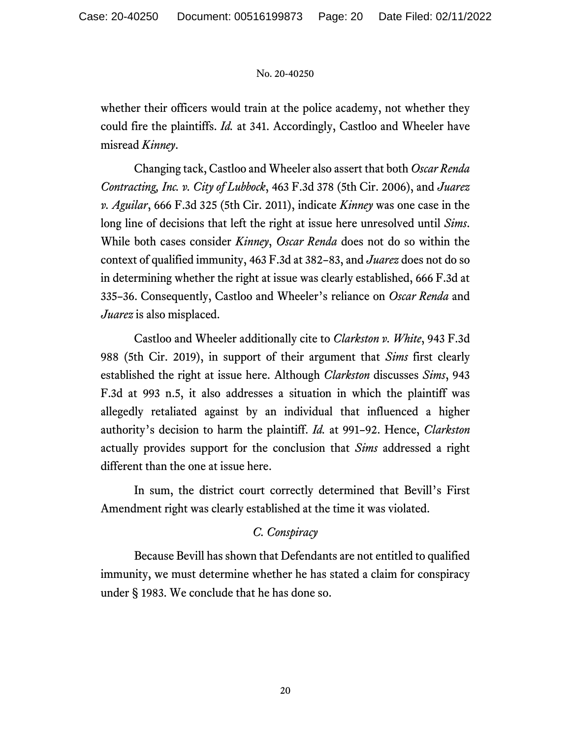whether their officers would train at the police academy, not whether they could fire the plaintiffs. *Id.* at 341. Accordingly, Castloo and Wheeler have misread *Kinney*.

Changing tack, Castloo and Wheeler also assert that both *Oscar Renda Contracting, Inc. v. City of Lubbock*, 463 F.3d 378 (5th Cir. 2006), and *Juarez v. Aguilar*, 666 F.3d 325 (5th Cir. 2011), indicate *Kinney* was one case in the long line of decisions that left the right at issue here unresolved until *Sims*. While both cases consider *Kinney*, *Oscar Renda* does not do so within the context of qualified immunity, 463 F.3d at 382–83, and *Juarez* does not do so in determining whether the right at issue was clearly established, 666 F.3d at 335–36. Consequently, Castloo and Wheeler's reliance on *Oscar Renda* and *Juarez* is also misplaced.

Castloo and Wheeler additionally cite to *Clarkston v. White*, 943 F.3d 988 (5th Cir. 2019), in support of their argument that *Sims* first clearly established the right at issue here. Although *Clarkston* discusses *Sims*, 943 F.3d at 993 n.5, it also addresses a situation in which the plaintiff was allegedly retaliated against by an individual that influenced a higher authority's decision to harm the plaintiff. *Id.* at 991–92. Hence, *Clarkston* actually provides support for the conclusion that *Sims* addressed a right different than the one at issue here.

In sum, the district court correctly determined that Bevill's First Amendment right was clearly established at the time it was violated.

### *C. Conspiracy*

Because Bevill has shown that Defendants are not entitled to qualified immunity, we must determine whether he has stated a claim for conspiracy under § 1983. We conclude that he has done so.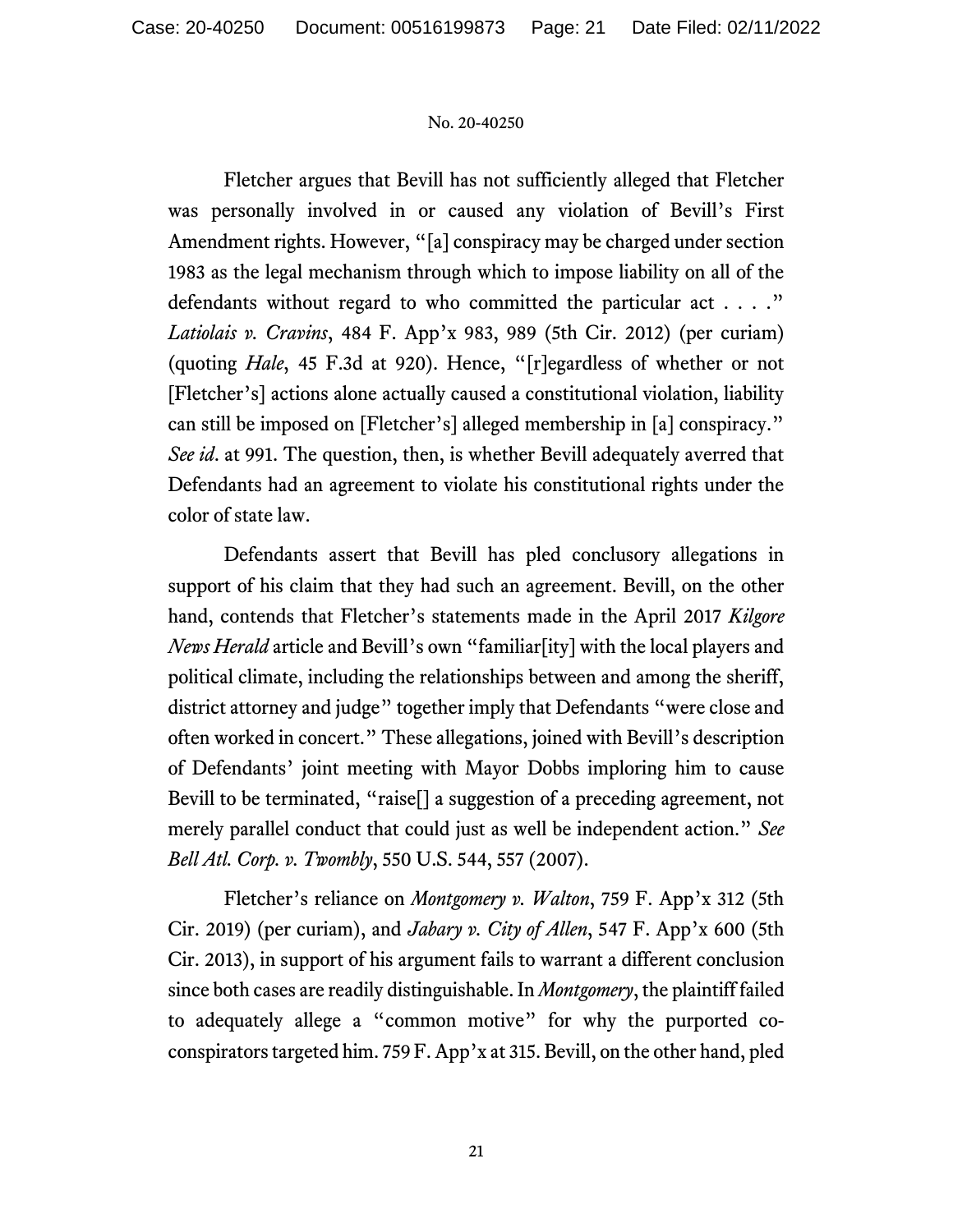Fletcher argues that Bevill has not sufficiently alleged that Fletcher was personally involved in or caused any violation of Bevill's First Amendment rights. However, "[a] conspiracy may be charged under section 1983 as the legal mechanism through which to impose liability on all of the defendants without regard to who committed the particular act . . . ." *Latiolais v. Cravins*, 484 F. App'x 983, 989 (5th Cir. 2012) (per curiam) (quoting *Hale*, 45 F.3d at 920). Hence, "[r]egardless of whether or not [Fletcher's] actions alone actually caused a constitutional violation, liability can still be imposed on [Fletcher's] alleged membership in [a] conspiracy." *See id*. at 991. The question, then, is whether Bevill adequately averred that Defendants had an agreement to violate his constitutional rights under the color of state law.

Defendants assert that Bevill has pled conclusory allegations in support of his claim that they had such an agreement. Bevill, on the other hand, contends that Fletcher's statements made in the April 2017 *Kilgore News Herald* article and Bevill's own "familiar[ity] with the local players and political climate, including the relationships between and among the sheriff, district attorney and judge" together imply that Defendants "were close and often worked in concert." These allegations, joined with Bevill's description of Defendants' joint meeting with Mayor Dobbs imploring him to cause Bevill to be terminated, "raise[] a suggestion of a preceding agreement, not merely parallel conduct that could just as well be independent action." *See Bell Atl. Corp. v. Twombly*, 550 U.S. 544, 557 (2007).

Fletcher's reliance on *Montgomery v. Walton*, 759 F. App'x 312 (5th Cir. 2019) (per curiam), and *Jabary v. City of Allen*, 547 F. App'x 600 (5th Cir. 2013), in support of his argument fails to warrant a different conclusion since both cases are readily distinguishable. In *Montgomery*, the plaintiff failed to adequately allege a "common motive" for why the purported co-conspirators targeted him. 759 F. App'x at 315. Bevill, on the other hand, pled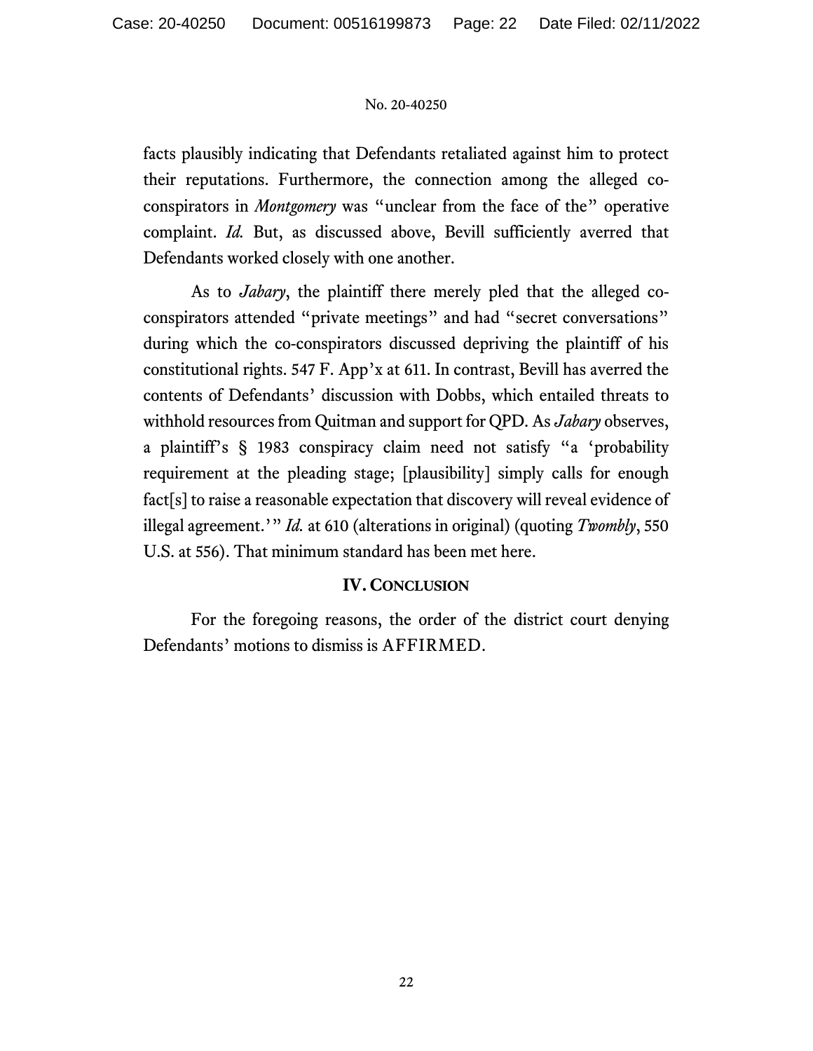facts plausibly indicating that Defendants retaliated against him to protect their reputations. Furthermore, the connection among the alleged co-conspirators in *Montgomery* was "unclear from the face of the" operative complaint. *Id.* But, as discussed above, Bevill sufficiently averred that Defendants worked closely with one another.

As to *Jabary*, the plaintiff there merely pled that the alleged co-conspirators attended "private meetings" and had "secret conversations" during which the co-conspirators discussed depriving the plaintiff of his constitutional rights. 547 F. App'x at 611. In contrast, Bevill has averred the contents of Defendants' discussion with Dobbs, which entailed threats to withhold resources from Quitman and support for QPD. As *Jabary* observes, a plaintiff's § 1983 conspiracy claim need not satisfy "a 'probability requirement at the pleading stage; [plausibility] simply calls for enough fact[s] to raise a reasonable expectation that discovery will reveal evidence of illegal agreement.'" *Id.* at 610 (alterations in original) (quoting *Twombly*, 550 U.S. at 556). That minimum standard has been met here.

## IV. Conclusion

For the foregoing reasons, the order of the district court denying Defendants' motions to dismiss is AFFIRMED.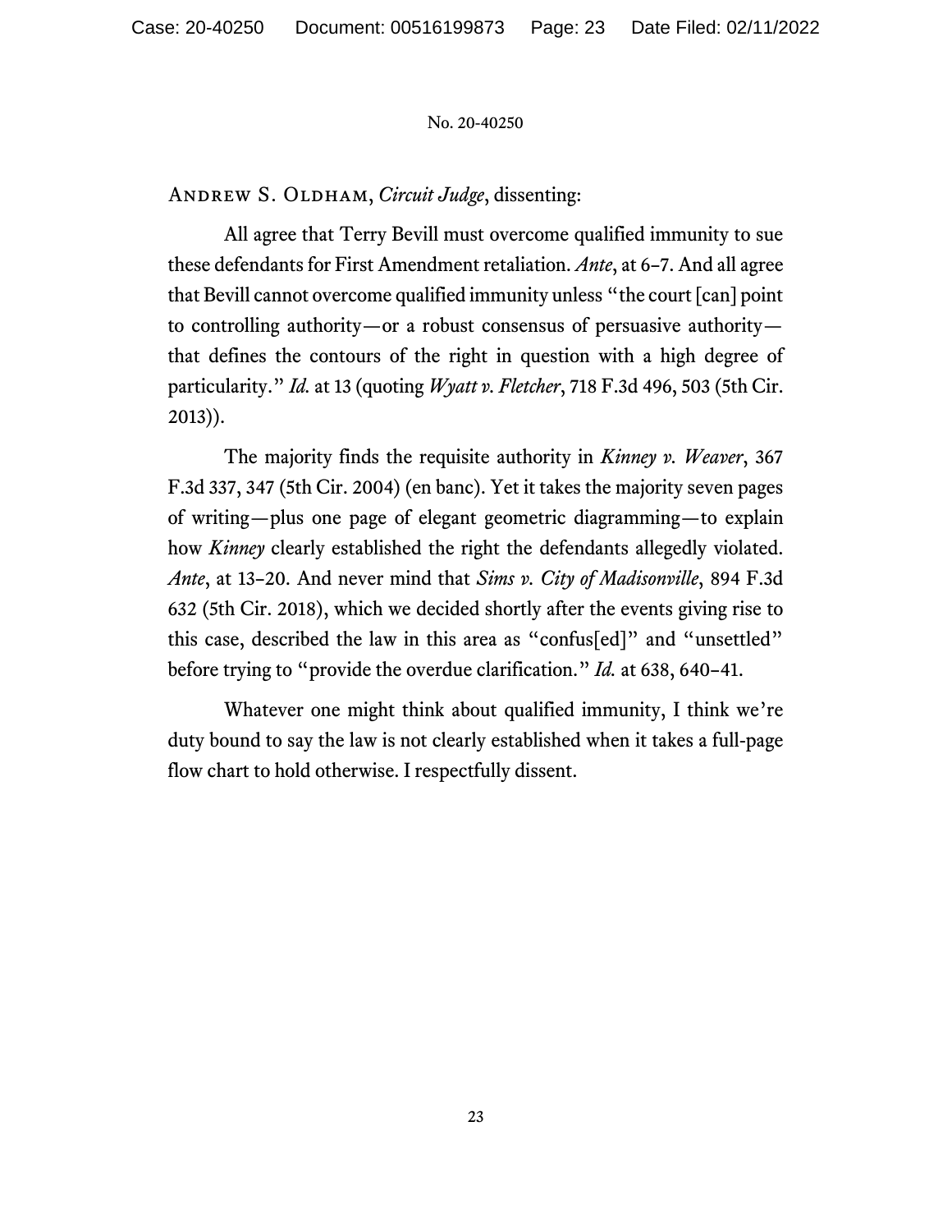No. 20-40250

Andrew S. Oldham, *Circuit Judge*, dissenting:

All agree that Terry Bevill must overcome qualified immunity to sue these defendants for First Amendment retaliation. *Ante*, at 6–7. And all agree that Bevill cannot overcome qualified immunity unless "the court [can] point to controlling authority—or a robust consensus of persuasive authority—that defines the contours of the right in question with a high degree of particularity." *Id.* at 13 (quoting *Wyatt v. Fletcher*, 718 F.3d 496, 503 (5th Cir. 2013)).

The majority finds the requisite authority in *Kinney v. Weaver*, 367 F.3d 337, 347 (5th Cir. 2004) (en banc). Yet it takes the majority seven pages of writing—plus one page of elegant geometric diagramming—to explain how *Kinney* clearly established the right the defendants allegedly violated. *Ante*, at 13–20. And never mind that *Sims v. City of Madisonville*, 894 F.3d 632 (5th Cir. 2018), which we decided shortly after the events giving rise to this case, described the law in this area as "confus[ed]" and "unsettled" before trying to "provide the overdue clarification." *Id.* at 638, 640–41.

Whatever one might think about qualified immunity, I think we're duty bound to say the law is not clearly established when it takes a full-page flow chart to hold otherwise. I respectfully dissent.